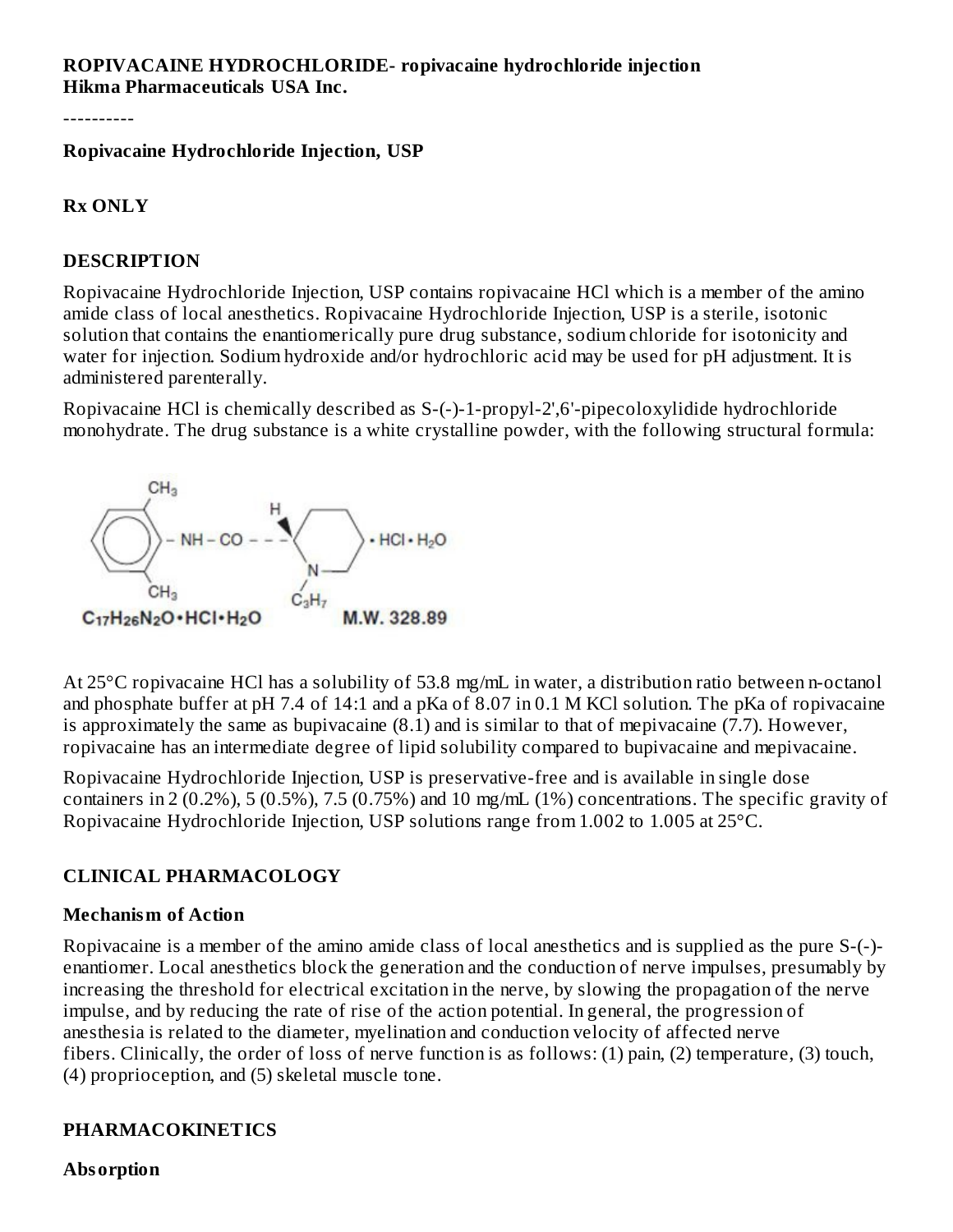**ROPIVACAINE HYDROCHLORIDE- ropivacaine hydrochloride injection**
**Hikma Pharmaceuticals USA Inc.**

----------

**Ropivacaine Hydrochloride Injection, USP**

**Rx ONLY**

## DESCRIPTION

Ropivacaine Hydrochloride Injection, USP contains ropivacaine HCl which is a member of the amino amide class of local anesthetics. Ropivacaine Hydrochloride Injection, USP is a sterile, isotonic solution that contains the enantiomerically pure drug substance, sodium chloride for isotonicity and water for injection. Sodium hydroxide and/or hydrochloric acid may be used for pH adjustment. It is administered parenterally.

Ropivacaine HCl is chemically described as S-(-)-1-propyl-2',6'-pipecoloxylidide hydrochloride monohydrate. The drug substance is a white crystalline powder, with the following structural formula:

$C_{17}H_{26}N_2O \cdot HCl \cdot H_2O$ M.W. 328.89

At 25°C ropivacaine HCl has a solubility of 53.8 mg/mL in water, a distribution ratio between n-octanol and phosphate buffer at pH 7.4 of 14:1 and a pKa of 8.07 in 0.1 M KCl solution. The pKa of ropivacaine is approximately the same as bupivacaine (8.1) and is similar to that of mepivacaine (7.7). However, ropivacaine has an intermediate degree of lipid solubility compared to bupivacaine and mepivacaine.

Ropivacaine Hydrochloride Injection, USP is preservative-free and is available in single dose containers in 2 (0.2%), 5 (0.5%), 7.5 (0.75%) and 10 mg/mL (1%) concentrations. The specific gravity of Ropivacaine Hydrochloride Injection, USP solutions range from 1.002 to 1.005 at 25°C.

## CLINICAL PHARMACOLOGY

### Mechanism of Action

Ropivacaine is a member of the amino amide class of local anesthetics and is supplied as the pure S-(-)-enantiomer. Local anesthetics block the generation and the conduction of nerve impulses, presumably by increasing the threshold for electrical excitation in the nerve, by slowing the propagation of the nerve impulse, and by reducing the rate of rise of the action potential. In general, the progression of anesthesia is related to the diameter, myelination and conduction velocity of affected nerve fibers. Clinically, the order of loss of nerve function is as follows: (1) pain, (2) temperature, (3) touch, (4) proprioception, and (5) skeletal muscle tone.

## PHARMACOKINETICS

### Absorption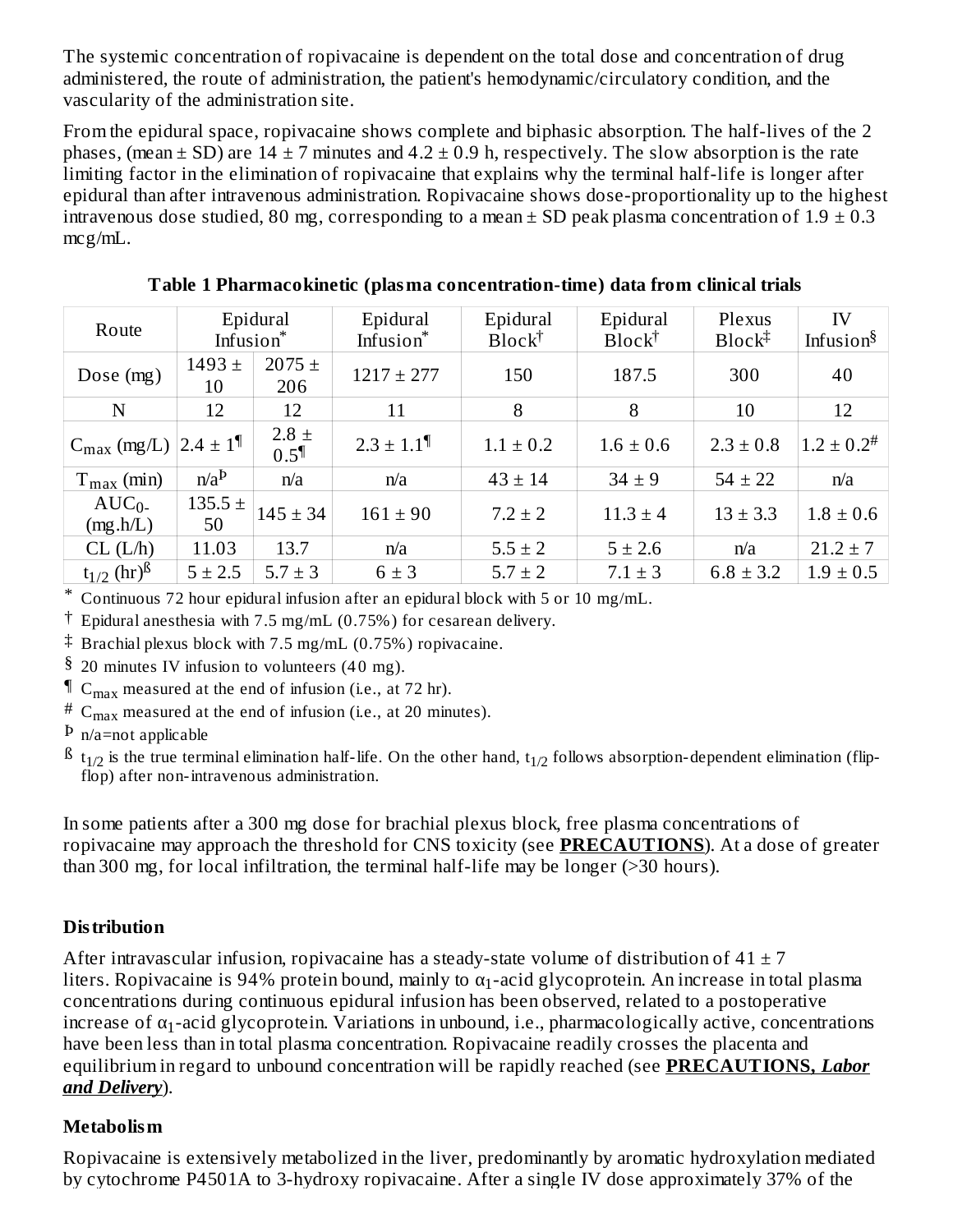The systemic concentration of ropivacaine is dependent on the total dose and concentration of drug administered, the route of administration, the patient's hemodynamic/circulatory condition, and the vascularity of the administration site.

From the epidural space, ropivacaine shows complete and biphasic absorption. The half-lives of the 2 phases, (mean ± SD) are 14 ± 7 minutes and 4.2 ± 0.9 h, respectively. The slow absorption is the rate limiting factor in the elimination of ropivacaine that explains why the terminal half-life is longer after epidural than after intravenous administration. Ropivacaine shows dose-proportionality up to the highest intravenous dose studied, 80 mg, corresponding to a mean ± SD peak plasma concentration of 1.9 ± 0.3 mcg/mL.

**Table 1 Pharmacokinetic (plasma concentration-time) data from clinical trials**

| Route | Epidural Infusion* | | Epidural Infusion* | Epidural Block† | Epidural Block† | Plexus Block‡ | IV Infusion§ |
|---|---|---|---|---|---|---|---|
| Dose (mg) | 1493 ± 10 | 2075 ± 206 | 1217 ± 277 | 150 | 187.5 | 300 | 40 |
| N | 12 | 12 | 11 | 8 | 8 | 10 | 12 |
| $C_{max}$ (mg/L) | 2.4 ± 1¶ | 2.8 ± 0.5¶ | 2.3 ± 1.1¶ | 1.1 ± 0.2 | 1.6 ± 0.6 | 2.3 ± 0.8 | 1.2 ± 0.2# |
| $T_{max}$ (min) | n/aÞ | n/a | n/a | 43 ± 14 | 34 ± 9 | 54 ± 22 | n/a |
| $AUC_{0-}$ (mg.h/L) | 135.5 ± 50 | 145 ± 34 | 161 ± 90 | 7.2 ± 2 | 11.3 ± 4 | 13 ± 3.3 | 1.8 ± 0.6 |
| CL (L/h) | 11.03 | 13.7 | n/a | 5.5 ± 2 | 5 ± 2.6 | n/a | 21.2 ± 7 |
| $t_{1/2}$ (hr)ß | 5 ± 2.5 | 5.7 ± 3 | 6 ± 3 | 5.7 ± 2 | 7.1 ± 3 | 6.8 ± 3.2 | 1.9 ± 0.5 |

* Continuous 72 hour epidural infusion after an epidural block with 5 or 10 mg/mL.

† Epidural anesthesia with 7.5 mg/mL (0.75%) for cesarean delivery.

‡ Brachial plexus block with 7.5 mg/mL (0.75%) ropivacaine.

§ 20 minutes IV infusion to volunteers (40 mg).

¶ $C_{max}$ measured at the end of infusion (i.e., at 72 hr).

# $C_{max}$ measured at the end of infusion (i.e., at 20 minutes).

Þ n/a=not applicable

ß $t_{1/2}$ is the true terminal elimination half-life. On the other hand, $t_{1/2}$ follows absorption-dependent elimination (flip-flop) after non-intravenous administration.

In some patients after a 300 mg dose for brachial plexus block, free plasma concentrations of ropivacaine may approach the threshold for CNS toxicity (see **PRECAUTIONS**). At a dose of greater than 300 mg, for local infiltration, the terminal half-life may be longer (>30 hours).

### Distribution

After intravascular infusion, ropivacaine has a steady-state volume of distribution of 41 ± 7 liters. Ropivacaine is 94% protein bound, mainly to $\alpha_1$-acid glycoprotein. An increase in total plasma concentrations during continuous epidural infusion has been observed, related to a postoperative increase of $\alpha_1$-acid glycoprotein. Variations in unbound, i.e., pharmacologically active, concentrations have been less than in total plasma concentration. Ropivacaine readily crosses the placenta and equilibrium in regard to unbound concentration will be rapidly reached (see **PRECAUTIONS, *Labor and Delivery***).

### Metabolism

Ropivacaine is extensively metabolized in the liver, predominantly by aromatic hydroxylation mediated by cytochrome P4501A to 3-hydroxy ropivacaine. After a single IV dose approximately 37% of the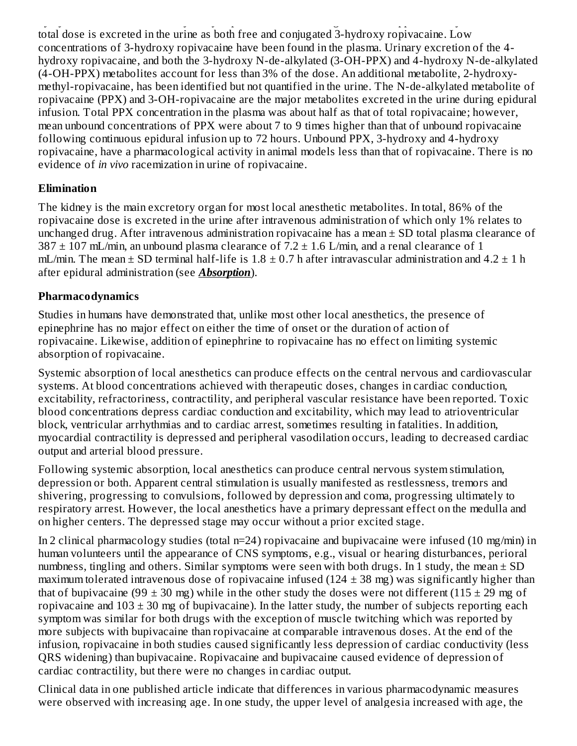total dose is excreted in the urine as both free and conjugated 3-hydroxy ropivacaine. Low concentrations of 3-hydroxy ropivacaine have been found in the plasma. Urinary excretion of the 4-hydroxy ropivacaine, and both the 3-hydroxy N-de-alkylated (3-OH-PPX) and 4-hydroxy N-de-alkylated (4-OH-PPX) metabolites account for less than 3% of the dose. An additional metabolite, 2-hydroxy-methyl-ropivacaine, has been identified but not quantified in the urine. The N-de-alkylated metabolite of ropivacaine (PPX) and 3-OH-ropivacaine are the major metabolites excreted in the urine during epidural infusion. Total PPX concentration in the plasma was about half as that of total ropivacaine; however, mean unbound concentrations of PPX were about 7 to 9 times higher than that of unbound ropivacaine following continuous epidural infusion up to 72 hours. Unbound PPX, 3-hydroxy and 4-hydroxy ropivacaine, have a pharmacological activity in animal models less than that of ropivacaine. There is no evidence of *in vivo* racemization in urine of ropivacaine.

**Elimination**

The kidney is the main excretory organ for most local anesthetic metabolites. In total, 86% of the ropivacaine dose is excreted in the urine after intravenous administration of which only 1% relates to unchanged drug. After intravenous administration ropivacaine has a mean ± SD total plasma clearance of 387 ± 107 mL/min, an unbound plasma clearance of 7.2 ± 1.6 L/min, and a renal clearance of 1 mL/min. The mean ± SD terminal half-life is 1.8 ± 0.7 h after intravascular administration and 4.2 ± 1 h after epidural administration (see ***Absorption***).

**Pharmacodynamics**

Studies in humans have demonstrated that, unlike most other local anesthetics, the presence of epinephrine has no major effect on either the time of onset or the duration of action of ropivacaine. Likewise, addition of epinephrine to ropivacaine has no effect on limiting systemic absorption of ropivacaine.

Systemic absorption of local anesthetics can produce effects on the central nervous and cardiovascular systems. At blood concentrations achieved with therapeutic doses, changes in cardiac conduction, excitability, refractoriness, contractility, and peripheral vascular resistance have been reported. Toxic blood concentrations depress cardiac conduction and excitability, which may lead to atrioventricular block, ventricular arrhythmias and to cardiac arrest, sometimes resulting in fatalities. In addition, myocardial contractility is depressed and peripheral vasodilation occurs, leading to decreased cardiac output and arterial blood pressure.

Following systemic absorption, local anesthetics can produce central nervous system stimulation, depression or both. Apparent central stimulation is usually manifested as restlessness, tremors and shivering, progressing to convulsions, followed by depression and coma, progressing ultimately to respiratory arrest. However, the local anesthetics have a primary depressant effect on the medulla and on higher centers. The depressed stage may occur without a prior excited stage.

In 2 clinical pharmacology studies (total n=24) ropivacaine and bupivacaine were infused (10 mg/min) in human volunteers until the appearance of CNS symptoms, e.g., visual or hearing disturbances, perioral numbness, tingling and others. Similar symptoms were seen with both drugs. In 1 study, the mean ± SD maximum tolerated intravenous dose of ropivacaine infused (124 ± 38 mg) was significantly higher than that of bupivacaine (99 ± 30 mg) while in the other study the doses were not different (115 ± 29 mg of ropivacaine and 103 ± 30 mg of bupivacaine). In the latter study, the number of subjects reporting each symptom was similar for both drugs with the exception of muscle twitching which was reported by more subjects with bupivacaine than ropivacaine at comparable intravenous doses. At the end of the infusion, ropivacaine in both studies caused significantly less depression of cardiac conductivity (less QRS widening) than bupivacaine. Ropivacaine and bupivacaine caused evidence of depression of cardiac contractility, but there were no changes in cardiac output.

Clinical data in one published article indicate that differences in various pharmacodynamic measures were observed with increasing age. In one study, the upper level of analgesia increased with age, the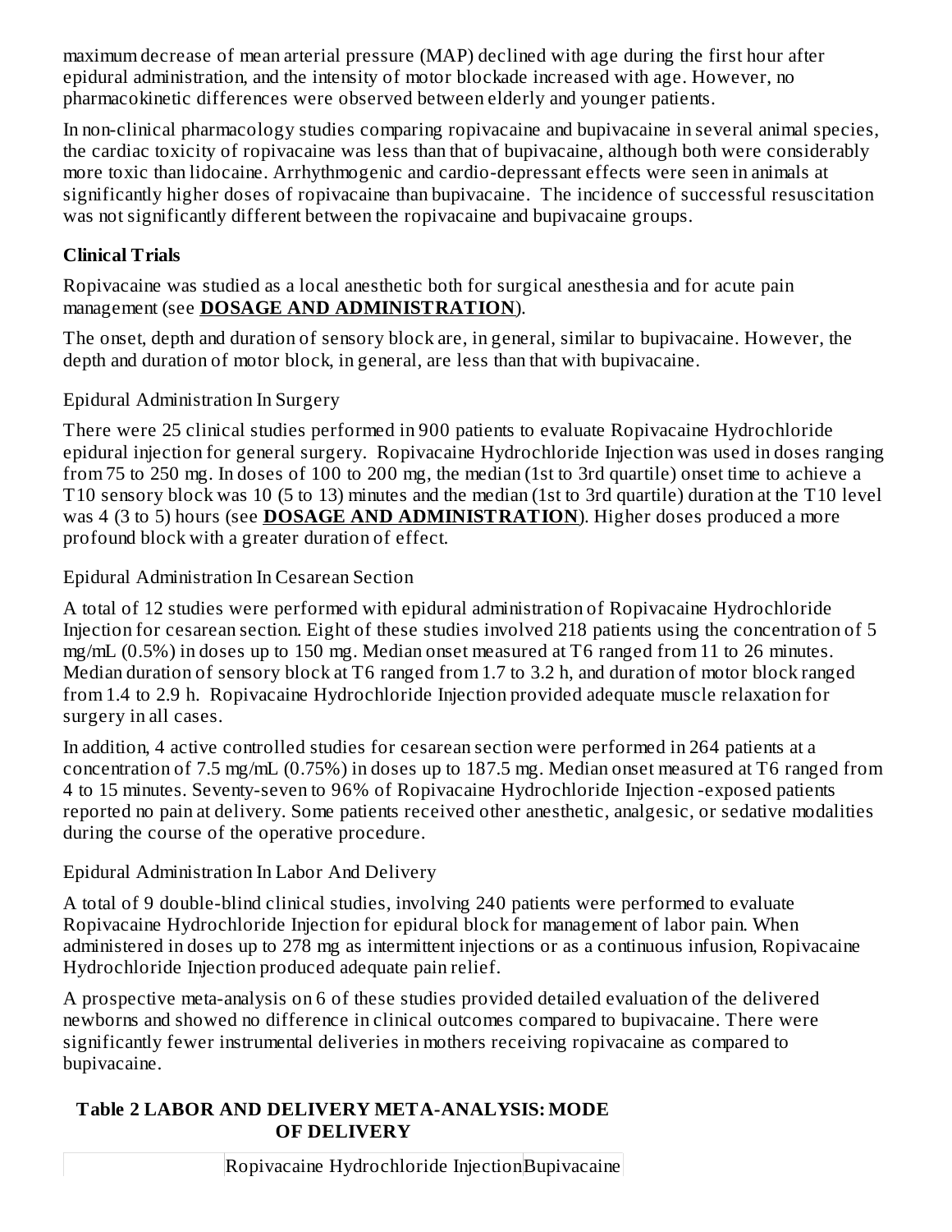maximum decrease of mean arterial pressure (MAP) declined with age during the first hour after epidural administration, and the intensity of motor blockade increased with age. However, no pharmacokinetic differences were observed between elderly and younger patients.

In non-clinical pharmacology studies comparing ropivacaine and bupivacaine in several animal species, the cardiac toxicity of ropivacaine was less than that of bupivacaine, although both were considerably more toxic than lidocaine. Arrhythmogenic and cardio-depressant effects were seen in animals at significantly higher doses of ropivacaine than bupivacaine. The incidence of successful resuscitation was not significantly different between the ropivacaine and bupivacaine groups.

**Clinical Trials**

Ropivacaine was studied as a local anesthetic both for surgical anesthesia and for acute pain management (see **DOSAGE AND ADMINISTRATION**).

The onset, depth and duration of sensory block are, in general, similar to bupivacaine. However, the depth and duration of motor block, in general, are less than that with bupivacaine.

Epidural Administration In Surgery

There were 25 clinical studies performed in 900 patients to evaluate Ropivacaine Hydrochloride epidural injection for general surgery. Ropivacaine Hydrochloride Injection was used in doses ranging from 75 to 250 mg. In doses of 100 to 200 mg, the median (1st to 3rd quartile) onset time to achieve a T10 sensory block was 10 (5 to 13) minutes and the median (1st to 3rd quartile) duration at the T10 level was 4 (3 to 5) hours (see **DOSAGE AND ADMINISTRATION**). Higher doses produced a more profound block with a greater duration of effect.

Epidural Administration In Cesarean Section

A total of 12 studies were performed with epidural administration of Ropivacaine Hydrochloride Injection for cesarean section. Eight of these studies involved 218 patients using the concentration of 5 mg/mL (0.5%) in doses up to 150 mg. Median onset measured at T6 ranged from 11 to 26 minutes. Median duration of sensory block at T6 ranged from 1.7 to 3.2 h, and duration of motor block ranged from 1.4 to 2.9 h. Ropivacaine Hydrochloride Injection provided adequate muscle relaxation for surgery in all cases.

In addition, 4 active controlled studies for cesarean section were performed in 264 patients at a concentration of 7.5 mg/mL (0.75%) in doses up to 187.5 mg. Median onset measured at T6 ranged from 4 to 15 minutes. Seventy-seven to 96% of Ropivacaine Hydrochloride Injection -exposed patients reported no pain at delivery. Some patients received other anesthetic, analgesic, or sedative modalities during the course of the operative procedure.

Epidural Administration In Labor And Delivery

A total of 9 double-blind clinical studies, involving 240 patients were performed to evaluate Ropivacaine Hydrochloride Injection for epidural block for management of labor pain. When administered in doses up to 278 mg as intermittent injections or as a continuous infusion, Ropivacaine Hydrochloride Injection produced adequate pain relief.

A prospective meta-analysis on 6 of these studies provided detailed evaluation of the delivered newborns and showed no difference in clinical outcomes compared to bupivacaine. There were significantly fewer instrumental deliveries in mothers receiving ropivacaine as compared to bupivacaine.

**Table 2 LABOR AND DELIVERY META-ANALYSIS: MODE OF DELIVERY**

| | Ropivacaine Hydrochloride Injection | Bupivacaine |
|---|---|---|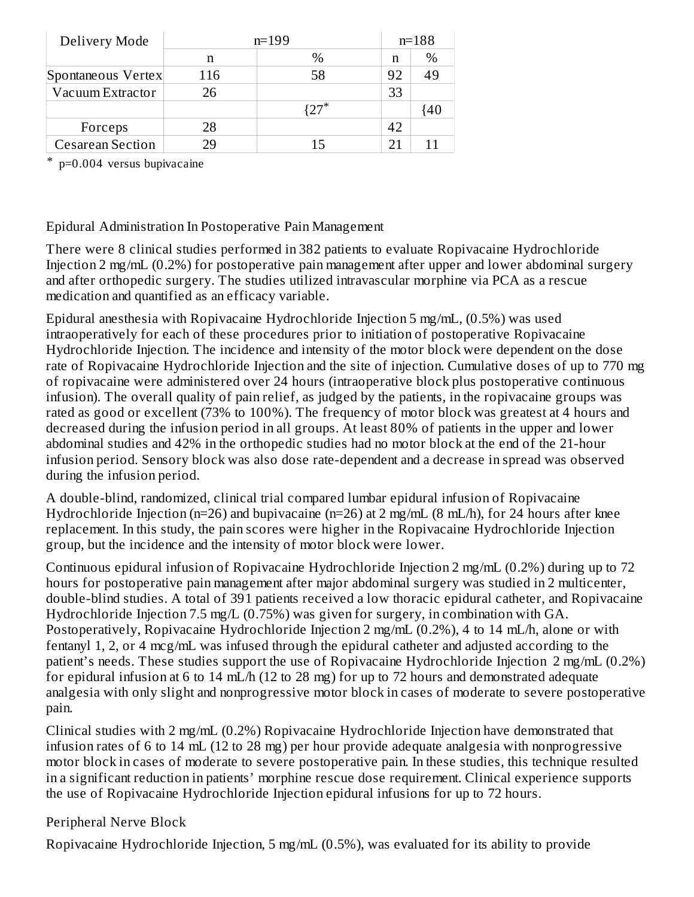| Delivery Mode | n=199 | | n=188 | |
|---|---|---|---|---|
| | n | % | n | % |
| Spontaneous Vertex | 116 | 58 | 92 | 49 |
| Vacuum Extractor | 26 | | 33 | |
| | | {27* | | {40 |
| Forceps | 28 | | 42 | |
| Cesarean Section | 29 | 15 | 21 | 11 |

* p=0.004 versus bupivacaine

Epidural Administration In Postoperative Pain Management

There were 8 clinical studies performed in 382 patients to evaluate Ropivacaine Hydrochloride Injection 2 mg/mL (0.2%) for postoperative pain management after upper and lower abdominal surgery and after orthopedic surgery. The studies utilized intravascular morphine via PCA as a rescue medication and quantified as an efficacy variable.

Epidural anesthesia with Ropivacaine Hydrochloride Injection 5 mg/mL, (0.5%) was used intraoperatively for each of these procedures prior to initiation of postoperative Ropivacaine Hydrochloride Injection. The incidence and intensity of the motor block were dependent on the dose rate of Ropivacaine Hydrochloride Injection and the site of injection. Cumulative doses of up to 770 mg of ropivacaine were administered over 24 hours (intraoperative block plus postoperative continuous infusion). The overall quality of pain relief, as judged by the patients, in the ropivacaine groups was rated as good or excellent (73% to 100%). The frequency of motor block was greatest at 4 hours and decreased during the infusion period in all groups. At least 80% of patients in the upper and lower abdominal studies and 42% in the orthopedic studies had no motor block at the end of the 21-hour infusion period. Sensory block was also dose rate-dependent and a decrease in spread was observed during the infusion period.

A double-blind, randomized, clinical trial compared lumbar epidural infusion of Ropivacaine Hydrochloride Injection (n=26) and bupivacaine (n=26) at 2 mg/mL (8 mL/h), for 24 hours after knee replacement. In this study, the pain scores were higher in the Ropivacaine Hydrochloride Injection group, but the incidence and the intensity of motor block were lower.

Continuous epidural infusion of Ropivacaine Hydrochloride Injection 2 mg/mL (0.2%) during up to 72 hours for postoperative pain management after major abdominal surgery was studied in 2 multicenter, double-blind studies. A total of 391 patients received a low thoracic epidural catheter, and Ropivacaine Hydrochloride Injection 7.5 mg/L (0.75%) was given for surgery, in combination with GA. Postoperatively, Ropivacaine Hydrochloride Injection 2 mg/mL (0.2%), 4 to 14 mL/h, alone or with fentanyl 1, 2, or 4 mcg/mL was infused through the epidural catheter and adjusted according to the patient's needs. These studies support the use of Ropivacaine Hydrochloride Injection 2 mg/mL (0.2%) for epidural infusion at 6 to 14 mL/h (12 to 28 mg) for up to 72 hours and demonstrated adequate analgesia with only slight and nonprogressive motor block in cases of moderate to severe postoperative pain.

Clinical studies with 2 mg/mL (0.2%) Ropivacaine Hydrochloride Injection have demonstrated that infusion rates of 6 to 14 mL (12 to 28 mg) per hour provide adequate analgesia with nonprogressive motor block in cases of moderate to severe postoperative pain. In these studies, this technique resulted in a significant reduction in patients' morphine rescue dose requirement. Clinical experience supports the use of Ropivacaine Hydrochloride Injection epidural infusions for up to 72 hours.

Peripheral Nerve Block

Ropivacaine Hydrochloride Injection, 5 mg/mL (0.5%), was evaluated for its ability to provide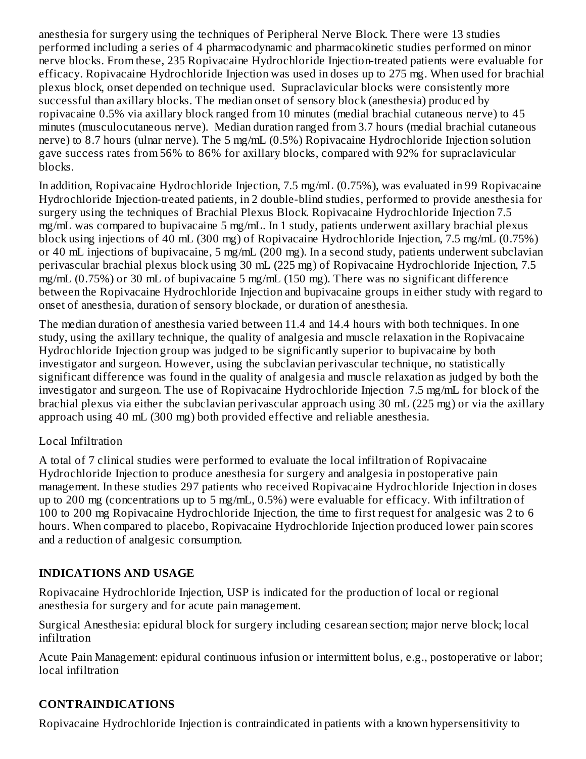anesthesia for surgery using the techniques of Peripheral Nerve Block. There were 13 studies performed including a series of 4 pharmacodynamic and pharmacokinetic studies performed on minor nerve blocks. From these, 235 Ropivacaine Hydrochloride Injection-treated patients were evaluable for efficacy. Ropivacaine Hydrochloride Injection was used in doses up to 275 mg. When used for brachial plexus block, onset depended on technique used. Supraclavicular blocks were consistently more successful than axillary blocks. The median onset of sensory block (anesthesia) produced by ropivacaine 0.5% via axillary block ranged from 10 minutes (medial brachial cutaneous nerve) to 45 minutes (musculocutaneous nerve). Median duration ranged from 3.7 hours (medial brachial cutaneous nerve) to 8.7 hours (ulnar nerve). The 5 mg/mL (0.5%) Ropivacaine Hydrochloride Injection solution gave success rates from 56% to 86% for axillary blocks, compared with 92% for supraclavicular blocks.

In addition, Ropivacaine Hydrochloride Injection, 7.5 mg/mL (0.75%), was evaluated in 99 Ropivacaine Hydrochloride Injection-treated patients, in 2 double-blind studies, performed to provide anesthesia for surgery using the techniques of Brachial Plexus Block. Ropivacaine Hydrochloride Injection 7.5 mg/mL was compared to bupivacaine 5 mg/mL. In 1 study, patients underwent axillary brachial plexus block using injections of 40 mL (300 mg) of Ropivacaine Hydrochloride Injection, 7.5 mg/mL (0.75%) or 40 mL injections of bupivacaine, 5 mg/mL (200 mg). In a second study, patients underwent subclavian perivascular brachial plexus block using 30 mL (225 mg) of Ropivacaine Hydrochloride Injection, 7.5 mg/mL (0.75%) or 30 mL of bupivacaine 5 mg/mL (150 mg). There was no significant difference between the Ropivacaine Hydrochloride Injection and bupivacaine groups in either study with regard to onset of anesthesia, duration of sensory blockade, or duration of anesthesia.

The median duration of anesthesia varied between 11.4 and 14.4 hours with both techniques. In one study, using the axillary technique, the quality of analgesia and muscle relaxation in the Ropivacaine Hydrochloride Injection group was judged to be significantly superior to bupivacaine by both investigator and surgeon. However, using the subclavian perivascular technique, no statistically significant difference was found in the quality of analgesia and muscle relaxation as judged by both the investigator and surgeon. The use of Ropivacaine Hydrochloride Injection 7.5 mg/mL for block of the brachial plexus via either the subclavian perivascular approach using 30 mL (225 mg) or via the axillary approach using 40 mL (300 mg) both provided effective and reliable anesthesia.

Local Infiltration

A total of 7 clinical studies were performed to evaluate the local infiltration of Ropivacaine Hydrochloride Injection to produce anesthesia for surgery and analgesia in postoperative pain management. In these studies 297 patients who received Ropivacaine Hydrochloride Injection in doses up to 200 mg (concentrations up to 5 mg/mL, 0.5%) were evaluable for efficacy. With infiltration of 100 to 200 mg Ropivacaine Hydrochloride Injection, the time to first request for analgesic was 2 to 6 hours. When compared to placebo, Ropivacaine Hydrochloride Injection produced lower pain scores and a reduction of analgesic consumption.

## INDICATIONS AND USAGE

Ropivacaine Hydrochloride Injection, USP is indicated for the production of local or regional anesthesia for surgery and for acute pain management.

Surgical Anesthesia: epidural block for surgery including cesarean section; major nerve block; local infiltration

Acute Pain Management: epidural continuous infusion or intermittent bolus, e.g., postoperative or labor; local infiltration

## CONTRAINDICATIONS

Ropivacaine Hydrochloride Injection is contraindicated in patients with a known hypersensitivity to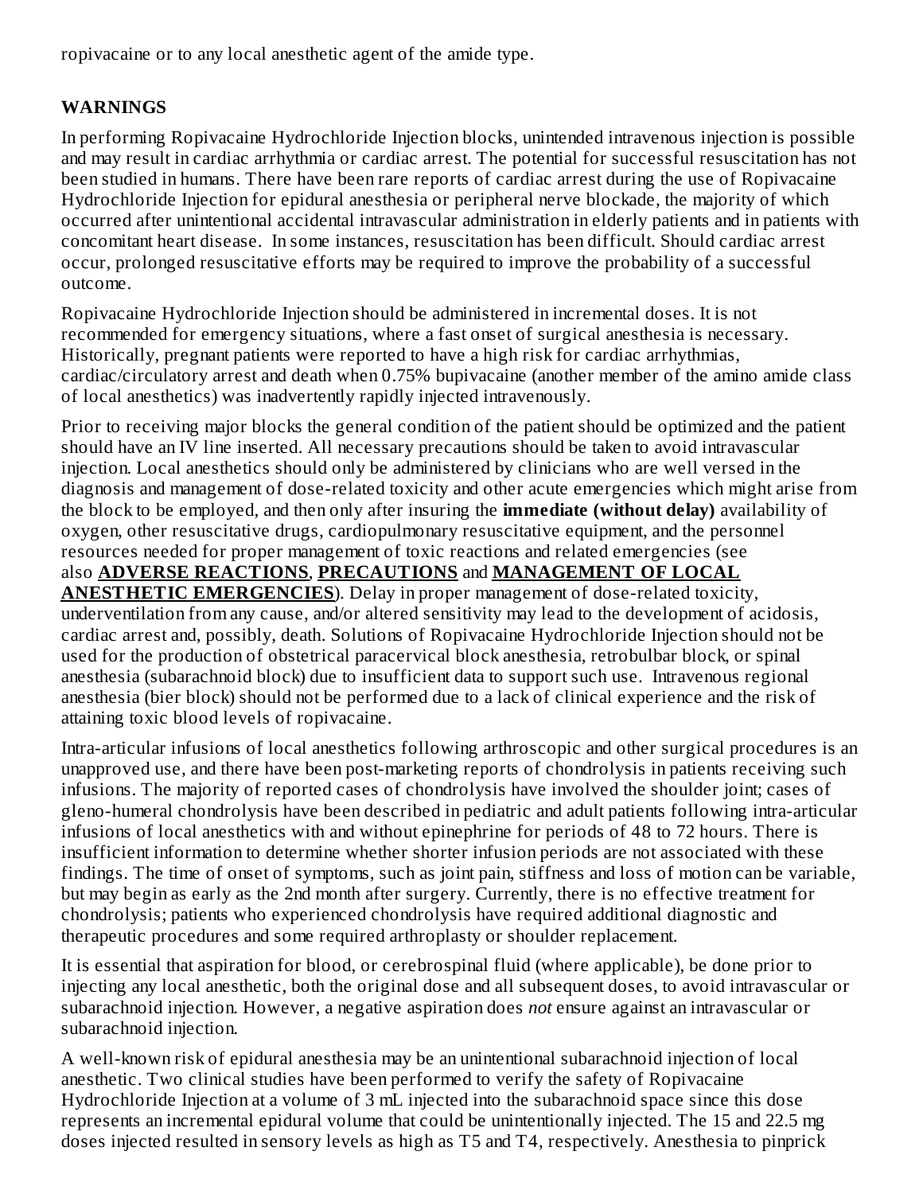ropivacaine or to any local anesthetic agent of the amide type.

## WARNINGS

In performing Ropivacaine Hydrochloride Injection blocks, unintended intravenous injection is possible and may result in cardiac arrhythmia or cardiac arrest. The potential for successful resuscitation has not been studied in humans. There have been rare reports of cardiac arrest during the use of Ropivacaine Hydrochloride Injection for epidural anesthesia or peripheral nerve blockade, the majority of which occurred after unintentional accidental intravascular administration in elderly patients and in patients with concomitant heart disease. In some instances, resuscitation has been difficult. Should cardiac arrest occur, prolonged resuscitative efforts may be required to improve the probability of a successful outcome.

Ropivacaine Hydrochloride Injection should be administered in incremental doses. It is not recommended for emergency situations, where a fast onset of surgical anesthesia is necessary. Historically, pregnant patients were reported to have a high risk for cardiac arrhythmias, cardiac/circulatory arrest and death when 0.75% bupivacaine (another member of the amino amide class of local anesthetics) was inadvertently rapidly injected intravenously.

Prior to receiving major blocks the general condition of the patient should be optimized and the patient should have an IV line inserted. All necessary precautions should be taken to avoid intravascular injection. Local anesthetics should only be administered by clinicians who are well versed in the diagnosis and management of dose-related toxicity and other acute emergencies which might arise from the block to be employed, and then only after insuring the **immediate (without delay)** availability of oxygen, other resuscitative drugs, cardiopulmonary resuscitative equipment, and the personnel resources needed for proper management of toxic reactions and related emergencies (see also **ADVERSE REACTIONS**, **PRECAUTIONS** and **MANAGEMENT OF LOCAL ANESTHETIC EMERGENCIES**). Delay in proper management of dose-related toxicity, underventilation from any cause, and/or altered sensitivity may lead to the development of acidosis, cardiac arrest and, possibly, death. Solutions of Ropivacaine Hydrochloride Injection should not be used for the production of obstetrical paracervical block anesthesia, retrobulbar block, or spinal anesthesia (subarachnoid block) due to insufficient data to support such use. Intravenous regional anesthesia (bier block) should not be performed due to a lack of clinical experience and the risk of attaining toxic blood levels of ropivacaine.

Intra-articular infusions of local anesthetics following arthroscopic and other surgical procedures is an unapproved use, and there have been post-marketing reports of chondrolysis in patients receiving such infusions. The majority of reported cases of chondrolysis have involved the shoulder joint; cases of gleno-humeral chondrolysis have been described in pediatric and adult patients following intra-articular infusions of local anesthetics with and without epinephrine for periods of 48 to 72 hours. There is insufficient information to determine whether shorter infusion periods are not associated with these findings. The time of onset of symptoms, such as joint pain, stiffness and loss of motion can be variable, but may begin as early as the 2nd month after surgery. Currently, there is no effective treatment for chondrolysis; patients who experienced chondrolysis have required additional diagnostic and therapeutic procedures and some required arthroplasty or shoulder replacement.

It is essential that aspiration for blood, or cerebrospinal fluid (where applicable), be done prior to injecting any local anesthetic, both the original dose and all subsequent doses, to avoid intravascular or subarachnoid injection. However, a negative aspiration does *not* ensure against an intravascular or subarachnoid injection.

A well-known risk of epidural anesthesia may be an unintentional subarachnoid injection of local anesthetic. Two clinical studies have been performed to verify the safety of Ropivacaine Hydrochloride Injection at a volume of 3 mL injected into the subarachnoid space since this dose represents an incremental epidural volume that could be unintentionally injected. The 15 and 22.5 mg doses injected resulted in sensory levels as high as T5 and T4, respectively. Anesthesia to pinprick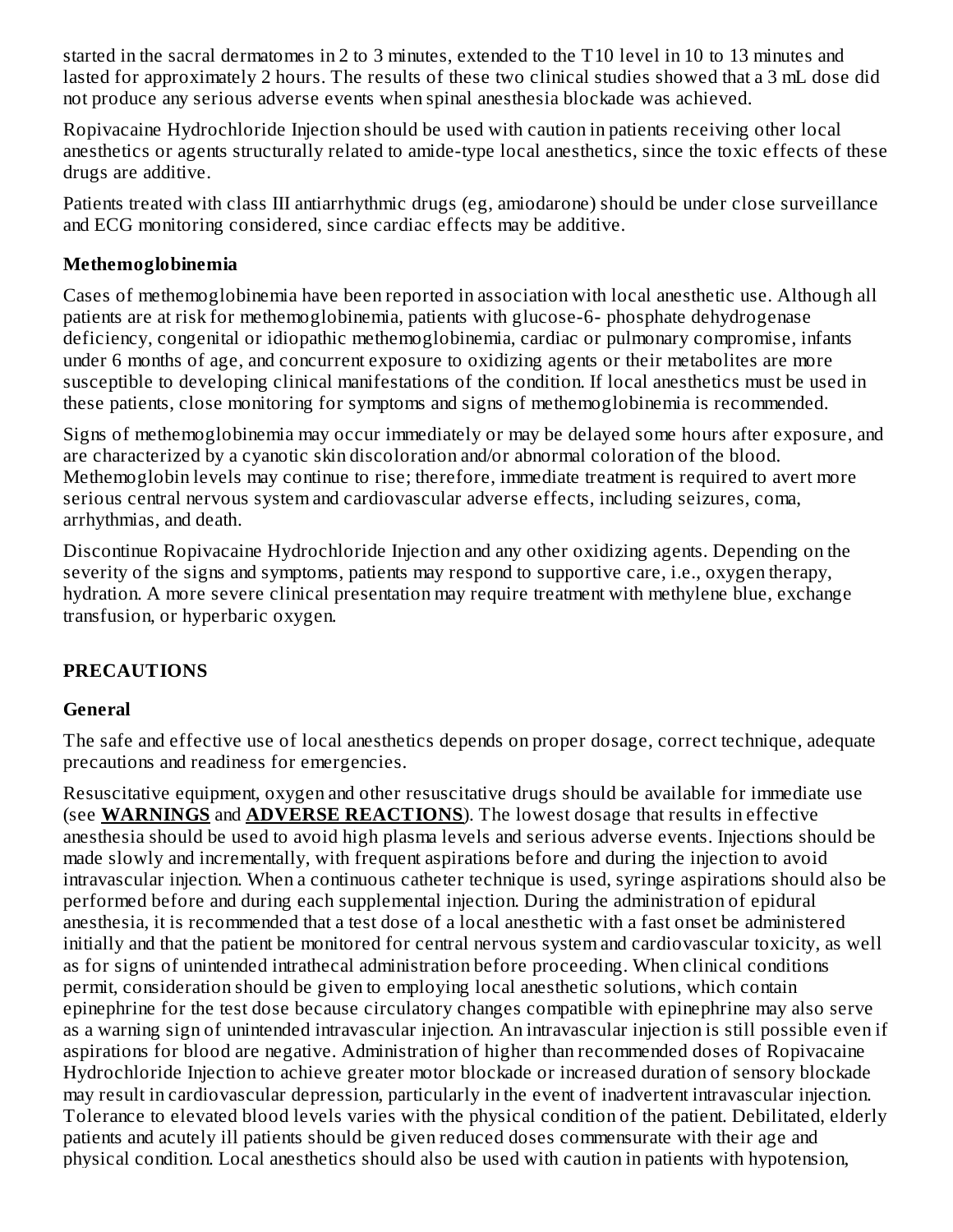started in the sacral dermatomes in 2 to 3 minutes, extended to the T10 level in 10 to 13 minutes and lasted for approximately 2 hours. The results of these two clinical studies showed that a 3 mL dose did not produce any serious adverse events when spinal anesthesia blockade was achieved.

Ropivacaine Hydrochloride Injection should be used with caution in patients receiving other local anesthetics or agents structurally related to amide-type local anesthetics, since the toxic effects of these drugs are additive.

Patients treated with class III antiarrhythmic drugs (eg, amiodarone) should be under close surveillance and ECG monitoring considered, since cardiac effects may be additive.

**Methemoglobinemia**

Cases of methemoglobinemia have been reported in association with local anesthetic use. Although all patients are at risk for methemoglobinemia, patients with glucose-6- phosphate dehydrogenase deficiency, congenital or idiopathic methemoglobinemia, cardiac or pulmonary compromise, infants under 6 months of age, and concurrent exposure to oxidizing agents or their metabolites are more susceptible to developing clinical manifestations of the condition. If local anesthetics must be used in these patients, close monitoring for symptoms and signs of methemoglobinemia is recommended.

Signs of methemoglobinemia may occur immediately or may be delayed some hours after exposure, and are characterized by a cyanotic skin discoloration and/or abnormal coloration of the blood. Methemoglobin levels may continue to rise; therefore, immediate treatment is required to avert more serious central nervous system and cardiovascular adverse effects, including seizures, coma, arrhythmias, and death.

Discontinue Ropivacaine Hydrochloride Injection and any other oxidizing agents. Depending on the severity of the signs and symptoms, patients may respond to supportive care, i.e., oxygen therapy, hydration. A more severe clinical presentation may require treatment with methylene blue, exchange transfusion, or hyperbaric oxygen.

## PRECAUTIONS

### General

The safe and effective use of local anesthetics depends on proper dosage, correct technique, adequate precautions and readiness for emergencies.

Resuscitative equipment, oxygen and other resuscitative drugs should be available for immediate use (see **WARNINGS** and **ADVERSE REACTIONS**). The lowest dosage that results in effective anesthesia should be used to avoid high plasma levels and serious adverse events. Injections should be made slowly and incrementally, with frequent aspirations before and during the injection to avoid intravascular injection. When a continuous catheter technique is used, syringe aspirations should also be performed before and during each supplemental injection. During the administration of epidural anesthesia, it is recommended that a test dose of a local anesthetic with a fast onset be administered initially and that the patient be monitored for central nervous system and cardiovascular toxicity, as well as for signs of unintended intrathecal administration before proceeding. When clinical conditions permit, consideration should be given to employing local anesthetic solutions, which contain epinephrine for the test dose because circulatory changes compatible with epinephrine may also serve as a warning sign of unintended intravascular injection. An intravascular injection is still possible even if aspirations for blood are negative. Administration of higher than recommended doses of Ropivacaine Hydrochloride Injection to achieve greater motor blockade or increased duration of sensory blockade may result in cardiovascular depression, particularly in the event of inadvertent intravascular injection. Tolerance to elevated blood levels varies with the physical condition of the patient. Debilitated, elderly patients and acutely ill patients should be given reduced doses commensurate with their age and physical condition. Local anesthetics should also be used with caution in patients with hypotension,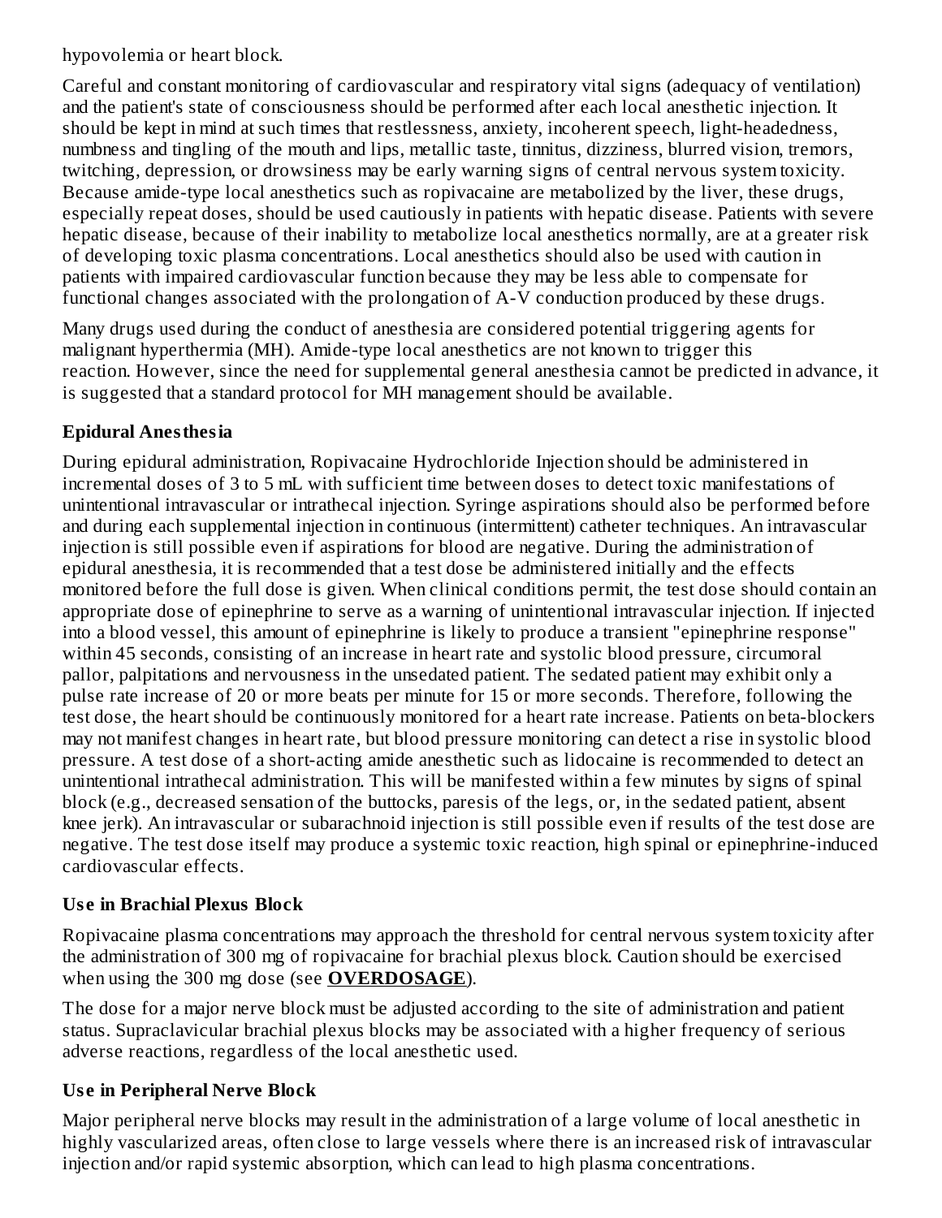hypovolemia or heart block.

Careful and constant monitoring of cardiovascular and respiratory vital signs (adequacy of ventilation) and the patient's state of consciousness should be performed after each local anesthetic injection. It should be kept in mind at such times that restlessness, anxiety, incoherent speech, light-headedness, numbness and tingling of the mouth and lips, metallic taste, tinnitus, dizziness, blurred vision, tremors, twitching, depression, or drowsiness may be early warning signs of central nervous system toxicity. Because amide-type local anesthetics such as ropivacaine are metabolized by the liver, these drugs, especially repeat doses, should be used cautiously in patients with hepatic disease. Patients with severe hepatic disease, because of their inability to metabolize local anesthetics normally, are at a greater risk of developing toxic plasma concentrations. Local anesthetics should also be used with caution in patients with impaired cardiovascular function because they may be less able to compensate for functional changes associated with the prolongation of A-V conduction produced by these drugs.

Many drugs used during the conduct of anesthesia are considered potential triggering agents for malignant hyperthermia (MH). Amide-type local anesthetics are not known to trigger this reaction. However, since the need for supplemental general anesthesia cannot be predicted in advance, it is suggested that a standard protocol for MH management should be available.

**Epidural Anesthesia**

During epidural administration, Ropivacaine Hydrochloride Injection should be administered in incremental doses of 3 to 5 mL with sufficient time between doses to detect toxic manifestations of unintentional intravascular or intrathecal injection. Syringe aspirations should also be performed before and during each supplemental injection in continuous (intermittent) catheter techniques. An intravascular injection is still possible even if aspirations for blood are negative. During the administration of epidural anesthesia, it is recommended that a test dose be administered initially and the effects monitored before the full dose is given. When clinical conditions permit, the test dose should contain an appropriate dose of epinephrine to serve as a warning of unintentional intravascular injection. If injected into a blood vessel, this amount of epinephrine is likely to produce a transient "epinephrine response" within 45 seconds, consisting of an increase in heart rate and systolic blood pressure, circumoral pallor, palpitations and nervousness in the unsedated patient. The sedated patient may exhibit only a pulse rate increase of 20 or more beats per minute for 15 or more seconds. Therefore, following the test dose, the heart should be continuously monitored for a heart rate increase. Patients on beta-blockers may not manifest changes in heart rate, but blood pressure monitoring can detect a rise in systolic blood pressure. A test dose of a short-acting amide anesthetic such as lidocaine is recommended to detect an unintentional intrathecal administration. This will be manifested within a few minutes by signs of spinal block (e.g., decreased sensation of the buttocks, paresis of the legs, or, in the sedated patient, absent knee jerk). An intravascular or subarachnoid injection is still possible even if results of the test dose are negative. The test dose itself may produce a systemic toxic reaction, high spinal or epinephrine-induced cardiovascular effects.

**Use in Brachial Plexus Block**

Ropivacaine plasma concentrations may approach the threshold for central nervous system toxicity after the administration of 300 mg of ropivacaine for brachial plexus block. Caution should be exercised when using the 300 mg dose (see **OVERDOSAGE**).

The dose for a major nerve block must be adjusted according to the site of administration and patient status. Supraclavicular brachial plexus blocks may be associated with a higher frequency of serious adverse reactions, regardless of the local anesthetic used.

**Use in Peripheral Nerve Block**

Major peripheral nerve blocks may result in the administration of a large volume of local anesthetic in highly vascularized areas, often close to large vessels where there is an increased risk of intravascular injection and/or rapid systemic absorption, which can lead to high plasma concentrations.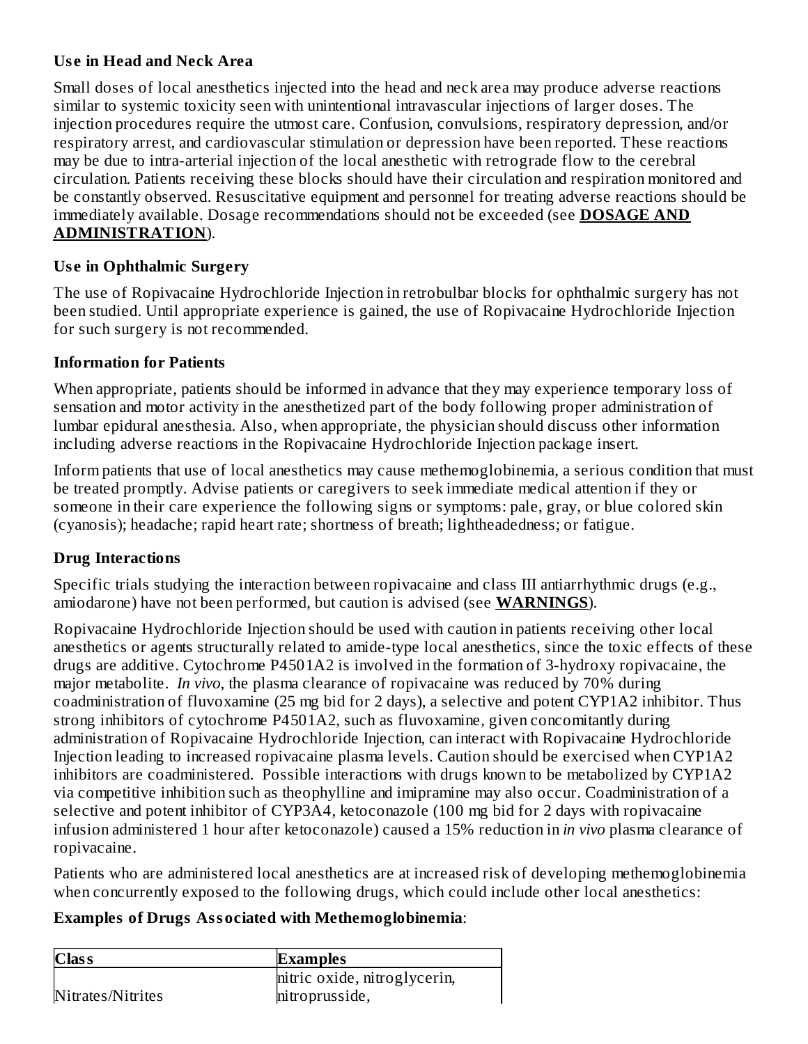**Use in Head and Neck Area**

Small doses of local anesthetics injected into the head and neck area may produce adverse reactions similar to systemic toxicity seen with unintentional intravascular injections of larger doses. The injection procedures require the utmost care. Confusion, convulsions, respiratory depression, and/or respiratory arrest, and cardiovascular stimulation or depression have been reported. These reactions may be due to intra-arterial injection of the local anesthetic with retrograde flow to the cerebral circulation. Patients receiving these blocks should have their circulation and respiration monitored and be constantly observed. Resuscitative equipment and personnel for treating adverse reactions should be immediately available. Dosage recommendations should not be exceeded (see **DOSAGE AND ADMINISTRATION**).

**Use in Ophthalmic Surgery**

The use of Ropivacaine Hydrochloride Injection in retrobulbar blocks for ophthalmic surgery has not been studied. Until appropriate experience is gained, the use of Ropivacaine Hydrochloride Injection for such surgery is not recommended.

**Information for Patients**

When appropriate, patients should be informed in advance that they may experience temporary loss of sensation and motor activity in the anesthetized part of the body following proper administration of lumbar epidural anesthesia. Also, when appropriate, the physician should discuss other information including adverse reactions in the Ropivacaine Hydrochloride Injection package insert.

Inform patients that use of local anesthetics may cause methemoglobinemia, a serious condition that must be treated promptly. Advise patients or caregivers to seek immediate medical attention if they or someone in their care experience the following signs or symptoms: pale, gray, or blue colored skin (cyanosis); headache; rapid heart rate; shortness of breath; lightheadedness; or fatigue.

**Drug Interactions**

Specific trials studying the interaction between ropivacaine and class III antiarrhythmic drugs (e.g., amiodarone) have not been performed, but caution is advised (see **WARNINGS**).

Ropivacaine Hydrochloride Injection should be used with caution in patients receiving other local anesthetics or agents structurally related to amide-type local anesthetics, since the toxic effects of these drugs are additive. Cytochrome P4501A2 is involved in the formation of 3-hydroxy ropivacaine, the major metabolite. *In vivo*, the plasma clearance of ropivacaine was reduced by 70% during coadministration of fluvoxamine (25 mg bid for 2 days), a selective and potent CYP1A2 inhibitor. Thus strong inhibitors of cytochrome P4501A2, such as fluvoxamine, given concomitantly during administration of Ropivacaine Hydrochloride Injection, can interact with Ropivacaine Hydrochloride Injection leading to increased ropivacaine plasma levels. Caution should be exercised when CYP1A2 inhibitors are coadministered. Possible interactions with drugs known to be metabolized by CYP1A2 via competitive inhibition such as theophylline and imipramine may also occur. Coadministration of a selective and potent inhibitor of CYP3A4, ketoconazole (100 mg bid for 2 days with ropivacaine infusion administered 1 hour after ketoconazole) caused a 15% reduction in *in vivo* plasma clearance of ropivacaine.

Patients who are administered local anesthetics are at increased risk of developing methemoglobinemia when concurrently exposed to the following drugs, which could include other local anesthetics:

**Examples of Drugs Associated with Methemoglobinemia**:

| **Class** | **Examples** |
|---|---|
| Nitrates/Nitrites | nitric oxide, nitroglycerin, nitroprusside, |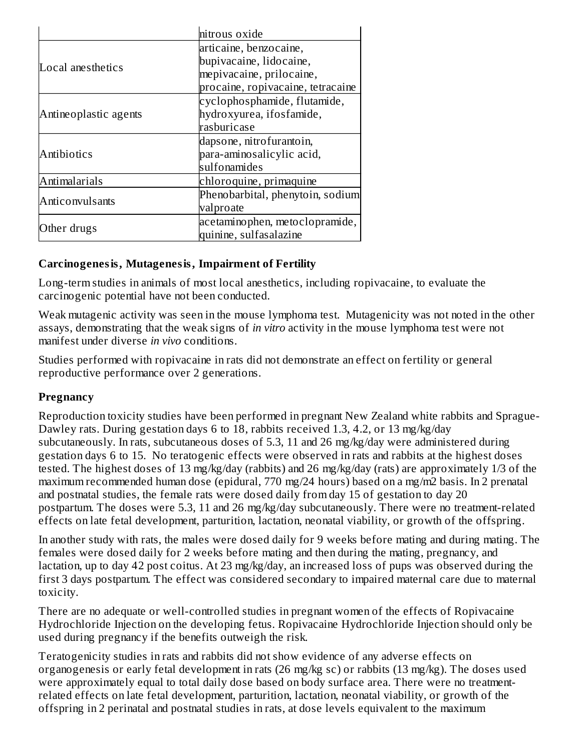| | |
|---|---|
| | nitrous oxide |
| Local anesthetics | articaine, benzocaine, bupivacaine, lidocaine, mepivacaine, prilocaine, procaine, ropivacaine, tetracaine |
| Antineoplastic agents | cyclophosphamide, flutamide, hydroxyurea, ifosfamide, rasburicase |
| Antibiotics | dapsone, nitrofurantoin, para-aminosalicylic acid, sulfonamides |
| Antimalarials | chloroquine, primaquine |
| Anticonvulsants | Phenobarbital, phenytoin, sodium valproate |
| Other drugs | acetaminophen, metoclopramide, quinine, sulfasalazine |

**Carcinogenesis, Mutagenesis, Impairment of Fertility**

Long-term studies in animals of most local anesthetics, including ropivacaine, to evaluate the carcinogenic potential have not been conducted.

Weak mutagenic activity was seen in the mouse lymphoma test. Mutagenicity was not noted in the other assays, demonstrating that the weak signs of *in vitro* activity in the mouse lymphoma test were not manifest under diverse *in vivo* conditions.

Studies performed with ropivacaine in rats did not demonstrate an effect on fertility or general reproductive performance over 2 generations.

**Pregnancy**

Reproduction toxicity studies have been performed in pregnant New Zealand white rabbits and Sprague-Dawley rats. During gestation days 6 to 18, rabbits received 1.3, 4.2, or 13 mg/kg/day subcutaneously. In rats, subcutaneous doses of 5.3, 11 and 26 mg/kg/day were administered during gestation days 6 to 15. No teratogenic effects were observed in rats and rabbits at the highest doses tested. The highest doses of 13 mg/kg/day (rabbits) and 26 mg/kg/day (rats) are approximately 1/3 of the maximum recommended human dose (epidural, 770 mg/24 hours) based on a mg/m2 basis. In 2 prenatal and postnatal studies, the female rats were dosed daily from day 15 of gestation to day 20 postpartum. The doses were 5.3, 11 and 26 mg/kg/day subcutaneously. There were no treatment-related effects on late fetal development, parturition, lactation, neonatal viability, or growth of the offspring.

In another study with rats, the males were dosed daily for 9 weeks before mating and during mating. The females were dosed daily for 2 weeks before mating and then during the mating, pregnancy, and lactation, up to day 42 post coitus. At 23 mg/kg/day, an increased loss of pups was observed during the first 3 days postpartum. The effect was considered secondary to impaired maternal care due to maternal toxicity.

There are no adequate or well-controlled studies in pregnant women of the effects of Ropivacaine Hydrochloride Injection on the developing fetus. Ropivacaine Hydrochloride Injection should only be used during pregnancy if the benefits outweigh the risk.

Teratogenicity studies in rats and rabbits did not show evidence of any adverse effects on organogenesis or early fetal development in rats (26 mg/kg sc) or rabbits (13 mg/kg). The doses used were approximately equal to total daily dose based on body surface area. There were no treatment-related effects on late fetal development, parturition, lactation, neonatal viability, or growth of the offspring in 2 perinatal and postnatal studies in rats, at dose levels equivalent to the maximum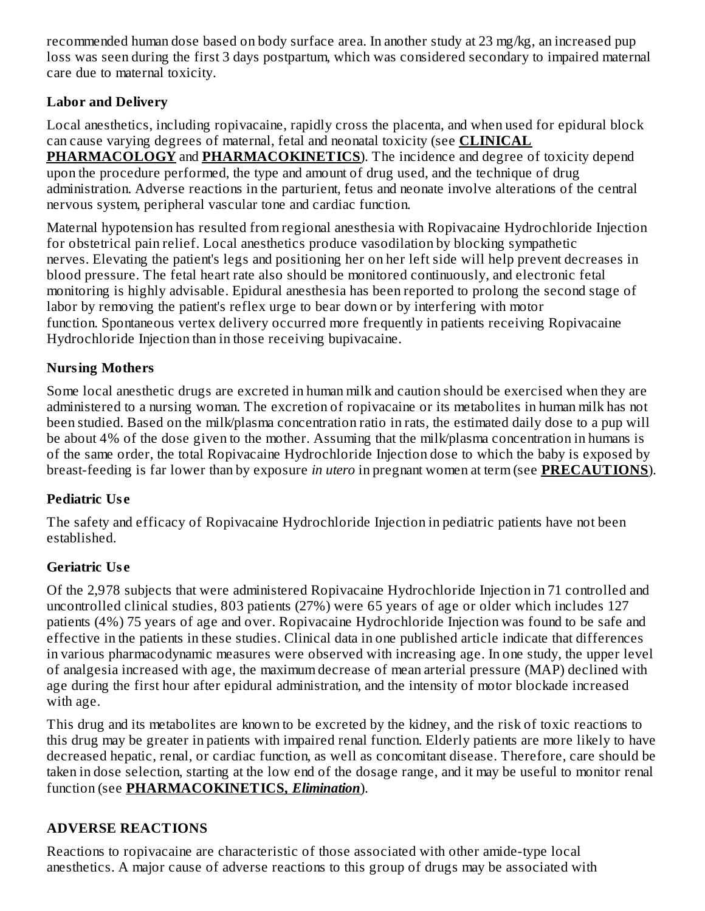recommended human dose based on body surface area. In another study at 23 mg/kg, an increased pup loss was seen during the first 3 days postpartum, which was considered secondary to impaired maternal care due to maternal toxicity.

### Labor and Delivery

Local anesthetics, including ropivacaine, rapidly cross the placenta, and when used for epidural block can cause varying degrees of maternal, fetal and neonatal toxicity (see **CLINICAL PHARMACOLOGY** and **PHARMACOKINETICS**). The incidence and degree of toxicity depend upon the procedure performed, the type and amount of drug used, and the technique of drug administration. Adverse reactions in the parturient, fetus and neonate involve alterations of the central nervous system, peripheral vascular tone and cardiac function.

Maternal hypotension has resulted from regional anesthesia with Ropivacaine Hydrochloride Injection for obstetrical pain relief. Local anesthetics produce vasodilation by blocking sympathetic nerves. Elevating the patient's legs and positioning her on her left side will help prevent decreases in blood pressure. The fetal heart rate also should be monitored continuously, and electronic fetal monitoring is highly advisable. Epidural anesthesia has been reported to prolong the second stage of labor by removing the patient's reflex urge to bear down or by interfering with motor function. Spontaneous vertex delivery occurred more frequently in patients receiving Ropivacaine Hydrochloride Injection than in those receiving bupivacaine.

### Nursing Mothers

Some local anesthetic drugs are excreted in human milk and caution should be exercised when they are administered to a nursing woman. The excretion of ropivacaine or its metabolites in human milk has not been studied. Based on the milk/plasma concentration ratio in rats, the estimated daily dose to a pup will be about 4% of the dose given to the mother. Assuming that the milk/plasma concentration in humans is of the same order, the total Ropivacaine Hydrochloride Injection dose to which the baby is exposed by breast-feeding is far lower than by exposure *in utero* in pregnant women at term (see **PRECAUTIONS**).

### Pediatric Use

The safety and efficacy of Ropivacaine Hydrochloride Injection in pediatric patients have not been established.

### Geriatric Use

Of the 2,978 subjects that were administered Ropivacaine Hydrochloride Injection in 71 controlled and uncontrolled clinical studies, 803 patients (27%) were 65 years of age or older which includes 127 patients (4%) 75 years of age and over. Ropivacaine Hydrochloride Injection was found to be safe and effective in the patients in these studies. Clinical data in one published article indicate that differences in various pharmacodynamic measures were observed with increasing age. In one study, the upper level of analgesia increased with age, the maximum decrease of mean arterial pressure (MAP) declined with age during the first hour after epidural administration, and the intensity of motor blockade increased with age.

This drug and its metabolites are known to be excreted by the kidney, and the risk of toxic reactions to this drug may be greater in patients with impaired renal function. Elderly patients are more likely to have decreased hepatic, renal, or cardiac function, as well as concomitant disease. Therefore, care should be taken in dose selection, starting at the low end of the dosage range, and it may be useful to monitor renal function (see **PHARMACOKINETICS, *Elimination***).

## ADVERSE REACTIONS

Reactions to ropivacaine are characteristic of those associated with other amide-type local anesthetics. A major cause of adverse reactions to this group of drugs may be associated with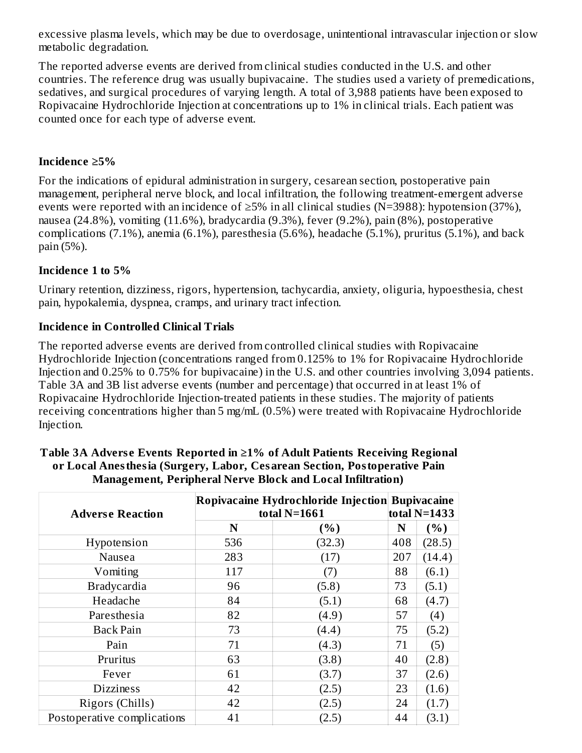excessive plasma levels, which may be due to overdosage, unintentional intravascular injection or slow metabolic degradation.

The reported adverse events are derived from clinical studies conducted in the U.S. and other countries. The reference drug was usually bupivacaine. The studies used a variety of premedications, sedatives, and surgical procedures of varying length. A total of 3,988 patients have been exposed to Ropivacaine Hydrochloride Injection at concentrations up to 1% in clinical trials. Each patient was counted once for each type of adverse event.

**Incidence ≥5%**

For the indications of epidural administration in surgery, cesarean section, postoperative pain management, peripheral nerve block, and local infiltration, the following treatment-emergent adverse events were reported with an incidence of ≥5% in all clinical studies (N=3988): hypotension (37%), nausea (24.8%), vomiting (11.6%), bradycardia (9.3%), fever (9.2%), pain (8%), postoperative complications (7.1%), anemia (6.1%), paresthesia (5.6%), headache (5.1%), pruritus (5.1%), and back pain (5%).

**Incidence 1 to 5%**

Urinary retention, dizziness, rigors, hypertension, tachycardia, anxiety, oliguria, hypoesthesia, chest pain, hypokalemia, dyspnea, cramps, and urinary tract infection.

**Incidence in Controlled Clinical Trials**

The reported adverse events are derived from controlled clinical studies with Ropivacaine Hydrochloride Injection (concentrations ranged from 0.125% to 1% for Ropivacaine Hydrochloride Injection and 0.25% to 0.75% for bupivacaine) in the U.S. and other countries involving 3,094 patients. Table 3A and 3B list adverse events (number and percentage) that occurred in at least 1% of Ropivacaine Hydrochloride Injection-treated patients in these studies. The majority of patients receiving concentrations higher than 5 mg/mL (0.5%) were treated with Ropivacaine Hydrochloride Injection.

**Table 3A Adverse Events Reported in ≥1% of Adult Patients Receiving Regional or Local Anesthesia (Surgery, Labor, Cesarean Section, Postoperative Pain Management, Peripheral Nerve Block and Local Infiltration)**

| Adverse Reaction | Ropivacaine Hydrochloride Injection total N=1661 | | Bupivacaine total N=1433 | |
|---|---|---|---|---|
| | **N** | **(%)** | **N** | **(%)** |
| Hypotension | 536 | (32.3) | 408 | (28.5) |
| Nausea | 283 | (17) | 207 | (14.4) |
| Vomiting | 117 | (7) | 88 | (6.1) |
| Bradycardia | 96 | (5.8) | 73 | (5.1) |
| Headache | 84 | (5.1) | 68 | (4.7) |
| Paresthesia | 82 | (4.9) | 57 | (4) |
| Back Pain | 73 | (4.4) | 75 | (5.2) |
| Pain | 71 | (4.3) | 71 | (5) |
| Pruritus | 63 | (3.8) | 40 | (2.8) |
| Fever | 61 | (3.7) | 37 | (2.6) |
| Dizziness | 42 | (2.5) | 23 | (1.6) |
| Rigors (Chills) | 42 | (2.5) | 24 | (1.7) |
| Postoperative complications | 41 | (2.5) | 44 | (3.1) |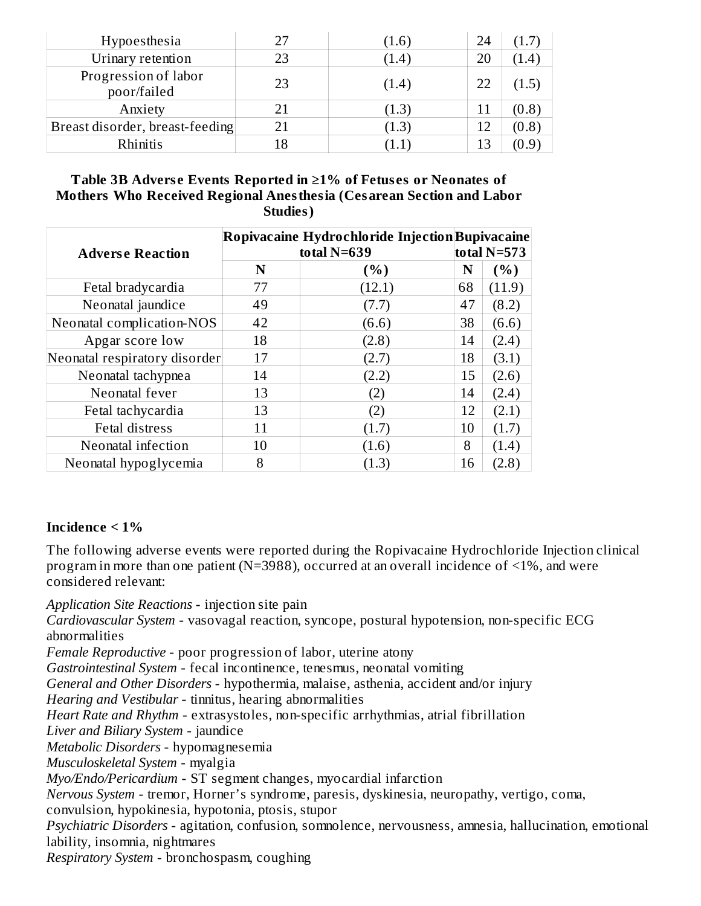| Hypoesthesia | 27 | (1.6) | 24 | (1.7) |
|---|---|---|---|---|
| Urinary retention | 23 | (1.4) | 20 | (1.4) |
| Progression of labor poor/failed | 23 | (1.4) | 22 | (1.5) |
| Anxiety | 21 | (1.3) | 11 | (0.8) |
| Breast disorder, breast-feeding | 21 | (1.3) | 12 | (0.8) |
| Rhinitis | 18 | (1.1) | 13 | (0.9) |

**Table 3B Adverse Events Reported in ≥1% of Fetuses or Neonates of Mothers Who Received Regional Anesthesia (Cesarean Section and Labor Studies)**

| Adverse Reaction | Ropivacaine Hydrochloride Injection total N=639 | | Bupivacaine total N=573 | |
|---|---|---|---|---|
| | N | (%) | N | (%) |
| Fetal bradycardia | 77 | (12.1) | 68 | (11.9) |
| Neonatal jaundice | 49 | (7.7) | 47 | (8.2) |
| Neonatal complication-NOS | 42 | (6.6) | 38 | (6.6) |
| Apgar score low | 18 | (2.8) | 14 | (2.4) |
| Neonatal respiratory disorder | 17 | (2.7) | 18 | (3.1) |
| Neonatal tachypnea | 14 | (2.2) | 15 | (2.6) |
| Neonatal fever | 13 | (2) | 14 | (2.4) |
| Fetal tachycardia | 13 | (2) | 12 | (2.1) |
| Fetal distress | 11 | (1.7) | 10 | (1.7) |
| Neonatal infection | 10 | (1.6) | 8 | (1.4) |
| Neonatal hypoglycemia | 8 | (1.3) | 16 | (2.8) |

**Incidence < 1%**

The following adverse events were reported during the Ropivacaine Hydrochloride Injection clinical program in more than one patient (N=3988), occurred at an overall incidence of <1%, and were considered relevant:

*Application Site Reactions* - injection site pain
*Cardiovascular System* - vasovagal reaction, syncope, postural hypotension, non-specific ECG abnormalities
*Female Reproductive* - poor progression of labor, uterine atony
*Gastrointestinal System* - fecal incontinence, tenesmus, neonatal vomiting
*General and Other Disorders* - hypothermia, malaise, asthenia, accident and/or injury
*Hearing and Vestibular* - tinnitus, hearing abnormalities
*Heart Rate and Rhythm* - extrasystoles, non-specific arrhythmias, atrial fibrillation
*Liver and Biliary System* - jaundice
*Metabolic Disorders* - hypomagnesemia
*Musculoskeletal System* - myalgia
*Myo/Endo/Pericardium* - ST segment changes, myocardial infarction
*Nervous System* - tremor, Horner's syndrome, paresis, dyskinesia, neuropathy, vertigo, coma, convulsion, hypokinesia, hypotonia, ptosis, stupor
*Psychiatric Disorders* - agitation, confusion, somnolence, nervousness, amnesia, hallucination, emotional lability, insomnia, nightmares
*Respiratory System* - bronchospasm, coughing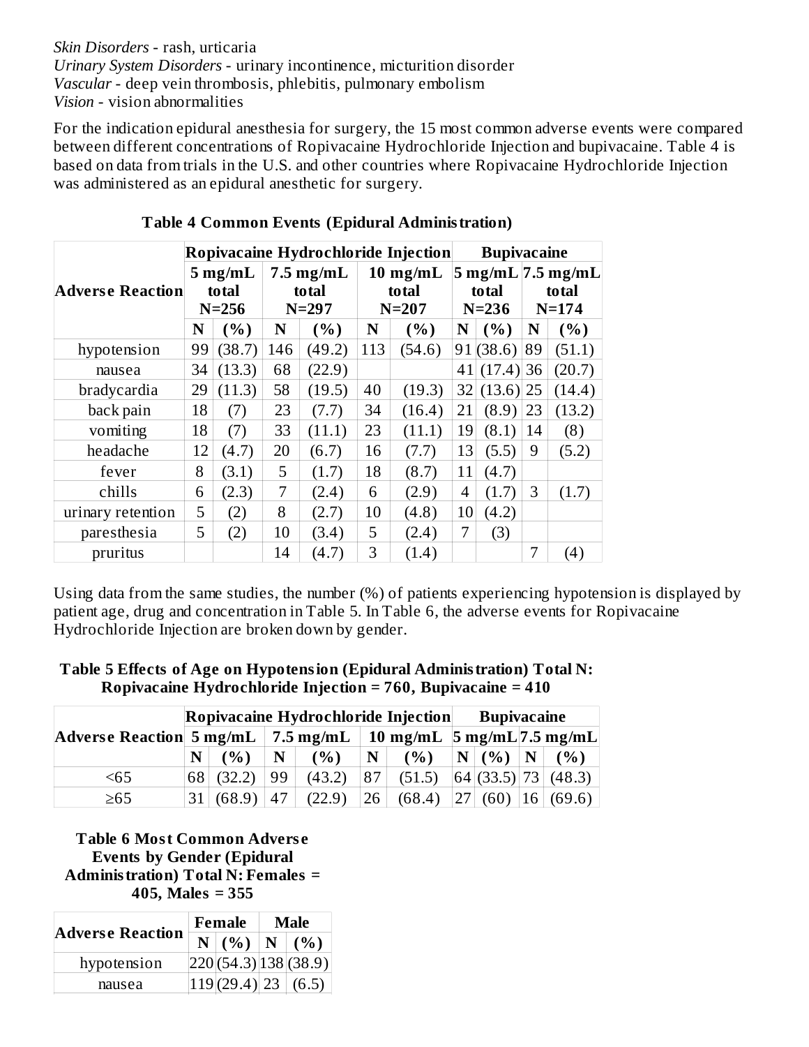*Skin Disorders* - rash, urticaria
*Urinary System Disorders* - urinary incontinence, micturition disorder
*Vascular* - deep vein thrombosis, phlebitis, pulmonary embolism
*Vision* - vision abnormalities

For the indication epidural anesthesia for surgery, the 15 most common adverse events were compared between different concentrations of Ropivacaine Hydrochloride Injection and bupivacaine. Table 4 is based on data from trials in the U.S. and other countries where Ropivacaine Hydrochloride Injection was administered as an epidural anesthetic for surgery.

**Table 4 Common Events (Epidural Administration)**

| Adverse Reaction | Ropivacaine Hydrochloride Injection | | | | | | Bupivacaine | | | |
|---|---|---|---|---|---|---|---|---|---|---|
| | 5 mg/mL total N=256 | | 7.5 mg/mL total N=297 | | 10 mg/mL total N=207 | | 5 mg/mL total N=236 | | 7.5 mg/mL total N=174 | |
| | N | (%) | N | (%) | N | (%) | N | (%) | N | (%) |
| hypotension | 99 | (38.7) | 146 | (49.2) | 113 | (54.6) | 91 | (38.6) | 89 | (51.1) |
| nausea | 34 | (13.3) | 68 | (22.9) | | | 41 | (17.4) | 36 | (20.7) |
| bradycardia | 29 | (11.3) | 58 | (19.5) | 40 | (19.3) | 32 | (13.6) | 25 | (14.4) |
| back pain | 18 | (7) | 23 | (7.7) | 34 | (16.4) | 21 | (8.9) | 23 | (13.2) |
| vomiting | 18 | (7) | 33 | (11.1) | 23 | (11.1) | 19 | (8.1) | 14 | (8) |
| headache | 12 | (4.7) | 20 | (6.7) | 16 | (7.7) | 13 | (5.5) | 9 | (5.2) |
| fever | 8 | (3.1) | 5 | (1.7) | 18 | (8.7) | 11 | (4.7) | | |
| chills | 6 | (2.3) | 7 | (2.4) | 6 | (2.9) | 4 | (1.7) | 3 | (1.7) |
| urinary retention | 5 | (2) | 8 | (2.7) | 10 | (4.8) | 10 | (4.2) | | |
| paresthesia | 5 | (2) | 10 | (3.4) | 5 | (2.4) | 7 | (3) | | |
| pruritus | | | 14 | (4.7) | 3 | (1.4) | | | 7 | (4) |

Using data from the same studies, the number (%) of patients experiencing hypotension is displayed by patient age, drug and concentration in Table 5. In Table 6, the adverse events for Ropivacaine Hydrochloride Injection are broken down by gender.

**Table 5 Effects of Age on Hypotension (Epidural Administration) Total N: Ropivacaine Hydrochloride Injection = 760, Bupivacaine = 410**

| Adverse Reaction | Ropivacaine Hydrochloride Injection | | | | | | Bupivacaine | | | |
|---|---|---|---|---|---|---|---|---|---|---|
| | 5 mg/mL | | 7.5 mg/mL | | 10 mg/mL | | 5 mg/mL | | 7.5 mg/mL | |
| | N | (%) | N | (%) | N | (%) | N | (%) | N | (%) |
| <65 | 68 | (32.2) | 99 | (43.2) | 87 | (51.5) | 64 | (33.5) | 73 | (48.3) |
| ≥65 | 31 | (68.9) | 47 | (22.9) | 26 | (68.4) | 27 | (60) | 16 | (69.6) |

**Table 6 Most Common Adverse Events by Gender (Epidural Administration) Total N: Females = 405, Males = 355**

| Adverse Reaction | Female | | Male | |
|---|---|---|---|---|
| | N | (%) | N | (%) |
| hypotension | 220 | (54.3) | 138 | (38.9) |
| nausea | 119 | (29.4) | 23 | (6.5) |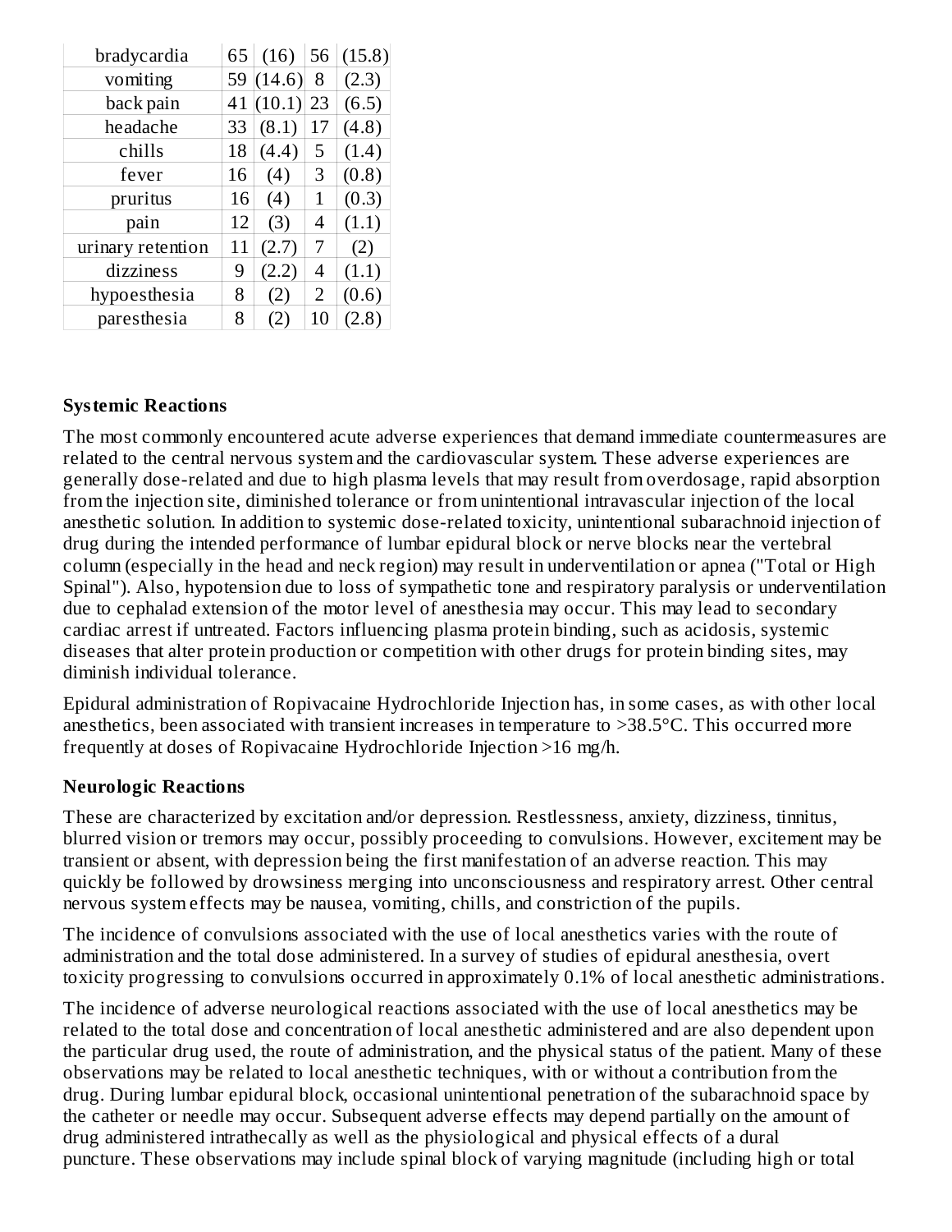| | | | | |
|---|---|---|---|---|
| bradycardia | 65 | (16) | 56 | (15.8) |
| vomiting | 59 | (14.6) | 8 | (2.3) |
| back pain | 41 | (10.1) | 23 | (6.5) |
| headache | 33 | (8.1) | 17 | (4.8) |
| chills | 18 | (4.4) | 5 | (1.4) |
| fever | 16 | (4) | 3 | (0.8) |
| pruritus | 16 | (4) | 1 | (0.3) |
| pain | 12 | (3) | 4 | (1.1) |
| urinary retention | 11 | (2.7) | 7 | (2) |
| dizziness | 9 | (2.2) | 4 | (1.1) |
| hypoesthesia | 8 | (2) | 2 | (0.6) |
| paresthesia | 8 | (2) | 10 | (2.8) |

**Systemic Reactions**

The most commonly encountered acute adverse experiences that demand immediate countermeasures are related to the central nervous system and the cardiovascular system. These adverse experiences are generally dose-related and due to high plasma levels that may result from overdosage, rapid absorption from the injection site, diminished tolerance or from unintentional intravascular injection of the local anesthetic solution. In addition to systemic dose-related toxicity, unintentional subarachnoid injection of drug during the intended performance of lumbar epidural block or nerve blocks near the vertebral column (especially in the head and neck region) may result in underventilation or apnea ("Total or High Spinal"). Also, hypotension due to loss of sympathetic tone and respiratory paralysis or underventilation due to cephalad extension of the motor level of anesthesia may occur. This may lead to secondary cardiac arrest if untreated. Factors influencing plasma protein binding, such as acidosis, systemic diseases that alter protein production or competition with other drugs for protein binding sites, may diminish individual tolerance.

Epidural administration of Ropivacaine Hydrochloride Injection has, in some cases, as with other local anesthetics, been associated with transient increases in temperature to >38.5°C. This occurred more frequently at doses of Ropivacaine Hydrochloride Injection >16 mg/h.

**Neurologic Reactions**

These are characterized by excitation and/or depression. Restlessness, anxiety, dizziness, tinnitus, blurred vision or tremors may occur, possibly proceeding to convulsions. However, excitement may be transient or absent, with depression being the first manifestation of an adverse reaction. This may quickly be followed by drowsiness merging into unconsciousness and respiratory arrest. Other central nervous system effects may be nausea, vomiting, chills, and constriction of the pupils.

The incidence of convulsions associated with the use of local anesthetics varies with the route of administration and the total dose administered. In a survey of studies of epidural anesthesia, overt toxicity progressing to convulsions occurred in approximately 0.1% of local anesthetic administrations.

The incidence of adverse neurological reactions associated with the use of local anesthetics may be related to the total dose and concentration of local anesthetic administered and are also dependent upon the particular drug used, the route of administration, and the physical status of the patient. Many of these observations may be related to local anesthetic techniques, with or without a contribution from the drug. During lumbar epidural block, occasional unintentional penetration of the subarachnoid space by the catheter or needle may occur. Subsequent adverse effects may depend partially on the amount of drug administered intrathecally as well as the physiological and physical effects of a dural puncture. These observations may include spinal block of varying magnitude (including high or total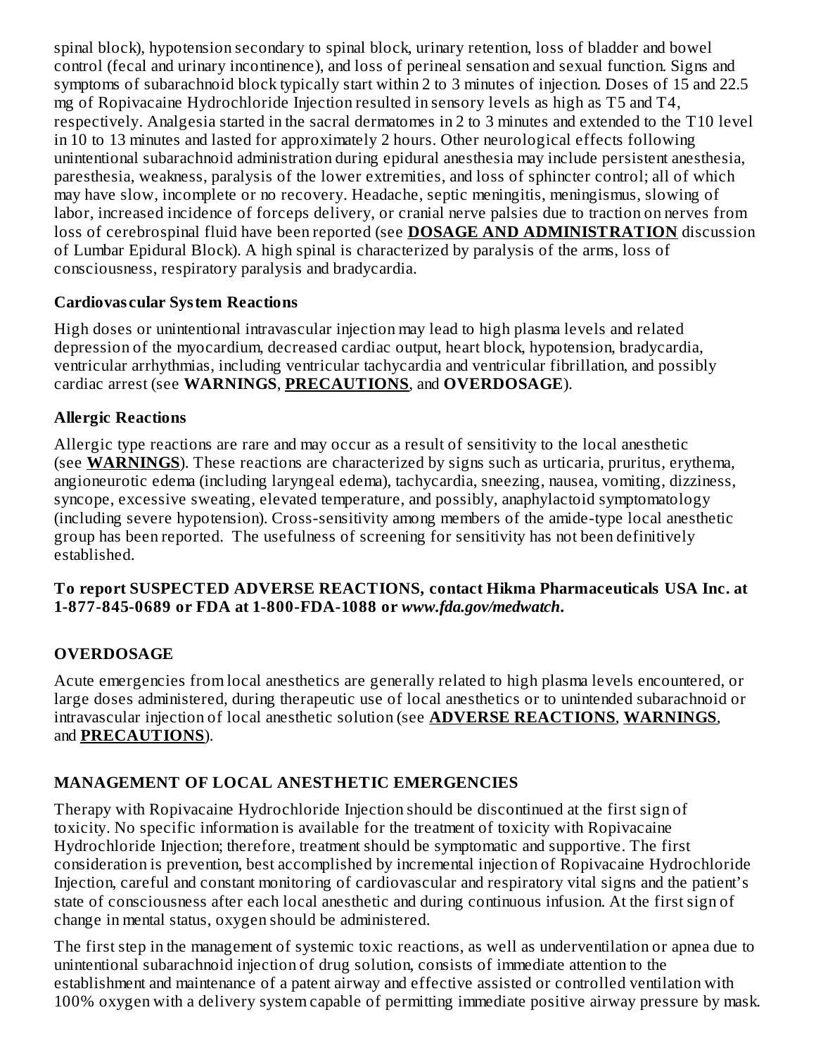spinal block), hypotension secondary to spinal block, urinary retention, loss of bladder and bowel control (fecal and urinary incontinence), and loss of perineal sensation and sexual function. Signs and symptoms of subarachnoid block typically start within 2 to 3 minutes of injection. Doses of 15 and 22.5 mg of Ropivacaine Hydrochloride Injection resulted in sensory levels as high as T5 and T4, respectively. Analgesia started in the sacral dermatomes in 2 to 3 minutes and extended to the T10 level in 10 to 13 minutes and lasted for approximately 2 hours. Other neurological effects following unintentional subarachnoid administration during epidural anesthesia may include persistent anesthesia, paresthesia, weakness, paralysis of the lower extremities, and loss of sphincter control; all of which may have slow, incomplete or no recovery. Headache, septic meningitis, meningismus, slowing of labor, increased incidence of forceps delivery, or cranial nerve palsies due to traction on nerves from loss of cerebrospinal fluid have been reported (see **DOSAGE AND ADMINISTRATION** discussion of Lumbar Epidural Block). A high spinal is characterized by paralysis of the arms, loss of consciousness, respiratory paralysis and bradycardia.

### Cardiovascular System Reactions

High doses or unintentional intravascular injection may lead to high plasma levels and related depression of the myocardium, decreased cardiac output, heart block, hypotension, bradycardia, ventricular arrhythmias, including ventricular tachycardia and ventricular fibrillation, and possibly cardiac arrest (see **WARNINGS**, **PRECAUTIONS**, and **OVERDOSAGE**).

### Allergic Reactions

Allergic type reactions are rare and may occur as a result of sensitivity to the local anesthetic (see **WARNINGS**). These reactions are characterized by signs such as urticaria, pruritus, erythema, angioneurotic edema (including laryngeal edema), tachycardia, sneezing, nausea, vomiting, dizziness, syncope, excessive sweating, elevated temperature, and possibly, anaphylactoid symptomatology (including severe hypotension). Cross-sensitivity among members of the amide-type local anesthetic group has been reported. The usefulness of screening for sensitivity has not been definitively established.

**To report SUSPECTED ADVERSE REACTIONS, contact Hikma Pharmaceuticals USA Inc. at 1-877-845-0689 or FDA at 1-800-FDA-1088 or *www.fda.gov/medwatch*.**

## OVERDOSAGE

Acute emergencies from local anesthetics are generally related to high plasma levels encountered, or large doses administered, during therapeutic use of local anesthetics or to unintended subarachnoid or intravascular injection of local anesthetic solution (see **ADVERSE REACTIONS**, **WARNINGS**, and **PRECAUTIONS**).

## MANAGEMENT OF LOCAL ANESTHETIC EMERGENCIES

Therapy with Ropivacaine Hydrochloride Injection should be discontinued at the first sign of toxicity. No specific information is available for the treatment of toxicity with Ropivacaine Hydrochloride Injection; therefore, treatment should be symptomatic and supportive. The first consideration is prevention, best accomplished by incremental injection of Ropivacaine Hydrochloride Injection, careful and constant monitoring of cardiovascular and respiratory vital signs and the patient's state of consciousness after each local anesthetic and during continuous infusion. At the first sign of change in mental status, oxygen should be administered.

The first step in the management of systemic toxic reactions, as well as underventilation or apnea due to unintentional subarachnoid injection of drug solution, consists of immediate attention to the establishment and maintenance of a patent airway and effective assisted or controlled ventilation with 100% oxygen with a delivery system capable of permitting immediate positive airway pressure by mask.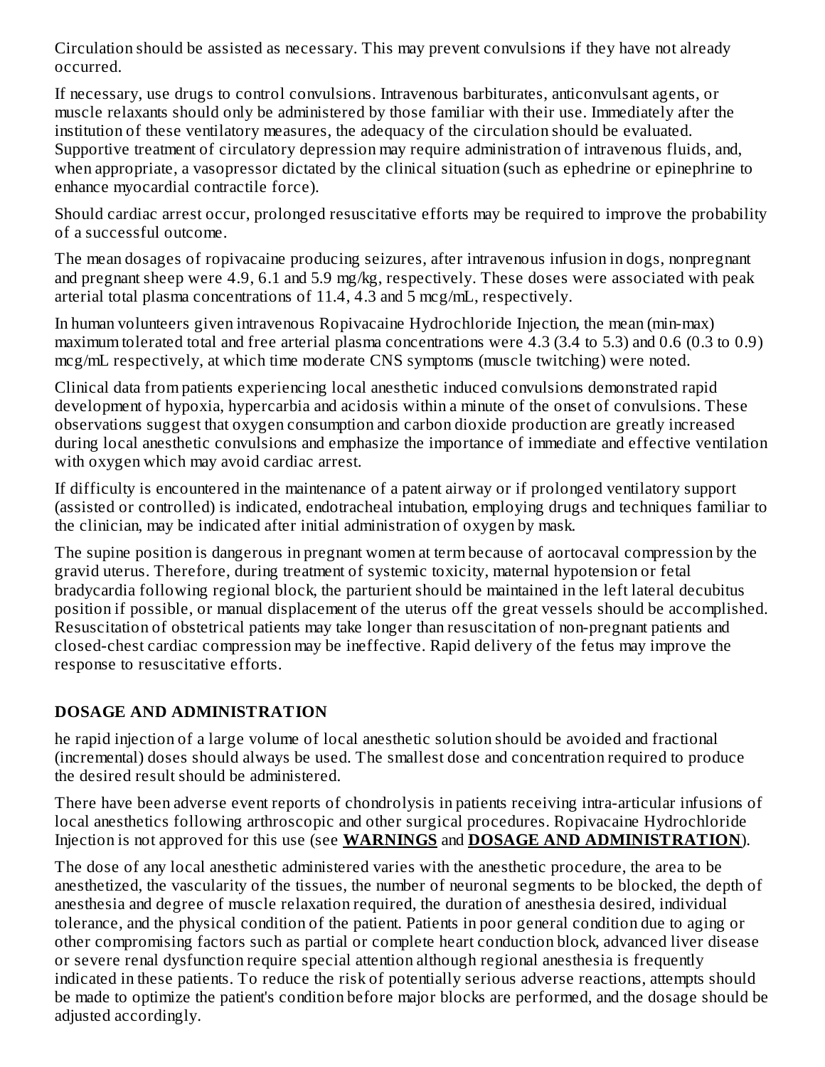Circulation should be assisted as necessary. This may prevent convulsions if they have not already occurred.

If necessary, use drugs to control convulsions. Intravenous barbiturates, anticonvulsant agents, or muscle relaxants should only be administered by those familiar with their use. Immediately after the institution of these ventilatory measures, the adequacy of the circulation should be evaluated. Supportive treatment of circulatory depression may require administration of intravenous fluids, and, when appropriate, a vasopressor dictated by the clinical situation (such as ephedrine or epinephrine to enhance myocardial contractile force).

Should cardiac arrest occur, prolonged resuscitative efforts may be required to improve the probability of a successful outcome.

The mean dosages of ropivacaine producing seizures, after intravenous infusion in dogs, nonpregnant and pregnant sheep were 4.9, 6.1 and 5.9 mg/kg, respectively. These doses were associated with peak arterial total plasma concentrations of 11.4, 4.3 and 5 mcg/mL, respectively.

In human volunteers given intravenous Ropivacaine Hydrochloride Injection, the mean (min-max) maximum tolerated total and free arterial plasma concentrations were 4.3 (3.4 to 5.3) and 0.6 (0.3 to 0.9) mcg/mL respectively, at which time moderate CNS symptoms (muscle twitching) were noted.

Clinical data from patients experiencing local anesthetic induced convulsions demonstrated rapid development of hypoxia, hypercarbia and acidosis within a minute of the onset of convulsions. These observations suggest that oxygen consumption and carbon dioxide production are greatly increased during local anesthetic convulsions and emphasize the importance of immediate and effective ventilation with oxygen which may avoid cardiac arrest.

If difficulty is encountered in the maintenance of a patent airway or if prolonged ventilatory support (assisted or controlled) is indicated, endotracheal intubation, employing drugs and techniques familiar to the clinician, may be indicated after initial administration of oxygen by mask.

The supine position is dangerous in pregnant women at term because of aortocaval compression by the gravid uterus. Therefore, during treatment of systemic toxicity, maternal hypotension or fetal bradycardia following regional block, the parturient should be maintained in the left lateral decubitus position if possible, or manual displacement of the uterus off the great vessels should be accomplished. Resuscitation of obstetrical patients may take longer than resuscitation of non-pregnant patients and closed-chest cardiac compression may be ineffective. Rapid delivery of the fetus may improve the response to resuscitative efforts.

## DOSAGE AND ADMINISTRATION

he rapid injection of a large volume of local anesthetic solution should be avoided and fractional (incremental) doses should always be used. The smallest dose and concentration required to produce the desired result should be administered.

There have been adverse event reports of chondrolysis in patients receiving intra-articular infusions of local anesthetics following arthroscopic and other surgical procedures. Ropivacaine Hydrochloride Injection is not approved for this use (see **WARNINGS** and **DOSAGE AND ADMINISTRATION**).

The dose of any local anesthetic administered varies with the anesthetic procedure, the area to be anesthetized, the vascularity of the tissues, the number of neuronal segments to be blocked, the depth of anesthesia and degree of muscle relaxation required, the duration of anesthesia desired, individual tolerance, and the physical condition of the patient. Patients in poor general condition due to aging or other compromising factors such as partial or complete heart conduction block, advanced liver disease or severe renal dysfunction require special attention although regional anesthesia is frequently indicated in these patients. To reduce the risk of potentially serious adverse reactions, attempts should be made to optimize the patient's condition before major blocks are performed, and the dosage should be adjusted accordingly.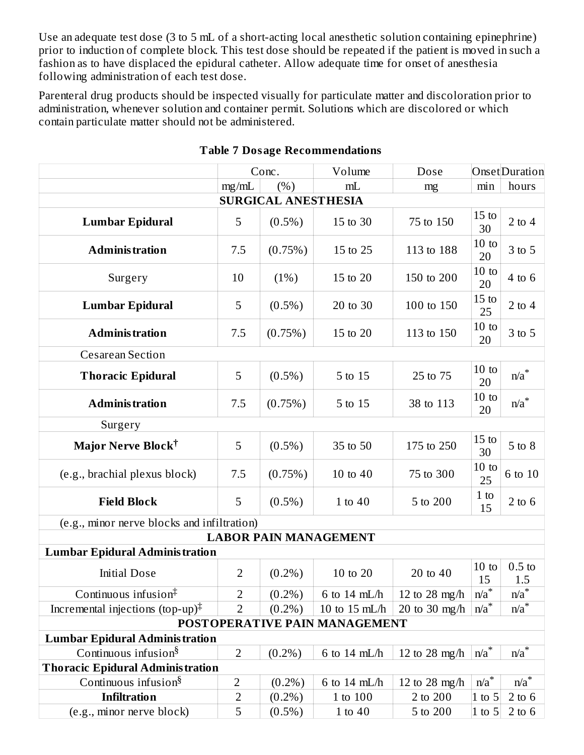Use an adequate test dose (3 to 5 mL of a short-acting local anesthetic solution containing epinephrine) prior to induction of complete block. This test dose should be repeated if the patient is moved in such a fashion as to have displaced the epidural catheter. Allow adequate time for onset of anesthesia following administration of each test dose.

Parenteral drug products should be inspected visually for particulate matter and discoloration prior to administration, whenever solution and container permit. Solutions which are discolored or which contain particulate matter should not be administered.

**Table 7 Dosage Recommendations**

| | Conc. | | Volume | Dose | Onset | Duration |
|---|---|---|---|---|---|---|
| | mg/mL | (%) | mL | mg | min | hours |
| **SURGICAL ANESTHESIA** | | | | | | |
| **Lumbar Epidural** | 5 | (0.5%) | 15 to 30 | 75 to 150 | 15 to 30 | 2 to 4 |
| **Administration** | 7.5 | (0.75%) | 15 to 25 | 113 to 188 | 10 to 20 | 3 to 5 |
| Surgery | 10 | (1%) | 15 to 20 | 150 to 200 | 10 to 20 | 4 to 6 |
| **Lumbar Epidural** | 5 | (0.5%) | 20 to 30 | 100 to 150 | 15 to 25 | 2 to 4 |
| **Administration** | 7.5 | (0.75%) | 15 to 20 | 113 to 150 | 10 to 20 | 3 to 5 |
| Cesarean Section | | | | | | |
| **Thoracic Epidural** | 5 | (0.5%) | 5 to 15 | 25 to 75 | 10 to 20 | n/a* |
| **Administration** | 7.5 | (0.75%) | 5 to 15 | 38 to 113 | 10 to 20 | n/a* |
| Surgery | | | | | | |
| **Major Nerve Block†** | 5 | (0.5%) | 35 to 50 | 175 to 250 | 15 to 30 | 5 to 8 |
| (e.g., brachial plexus block) | 7.5 | (0.75%) | 10 to 40 | 75 to 300 | 10 to 25 | 6 to 10 |
| **Field Block** | 5 | (0.5%) | 1 to 40 | 5 to 200 | 1 to 15 | 2 to 6 |
| (e.g., minor nerve blocks and infiltration) | | | | | | |
| **LABOR PAIN MANAGEMENT** | | | | | | |
| **Lumbar Epidural Administration** | | | | | | |
| Initial Dose | 2 | (0.2%) | 10 to 20 | 20 to 40 | 10 to 15 | 0.5 to 1.5 |
| Continuous infusion‡ | 2 | (0.2%) | 6 to 14 mL/h | 12 to 28 mg/h | n/a* | n/a* |
| Incremental injections (top-up)‡ | 2 | (0.2%) | 10 to 15 mL/h | 20 to 30 mg/h | n/a* | n/a* |
| **POSTOPERATIVE PAIN MANAGEMENT** | | | | | | |
| **Lumbar Epidural Administration** | | | | | | |
| Continuous infusion§ | 2 | (0.2%) | 6 to 14 mL/h | 12 to 28 mg/h | n/a* | n/a* |
| **Thoracic Epidural Administration** | | | | | | |
| Continuous infusion§ | 2 | (0.2%) | 6 to 14 mL/h | 12 to 28 mg/h | n/a* | n/a* |
| **Infiltration** | 2 | (0.2%) | 1 to 100 | 2 to 200 | 1 to 5 | 2 to 6 |
| (e.g., minor nerve block) | 5 | (0.5%) | 1 to 40 | 5 to 200 | 1 to 5 | 2 to 6 |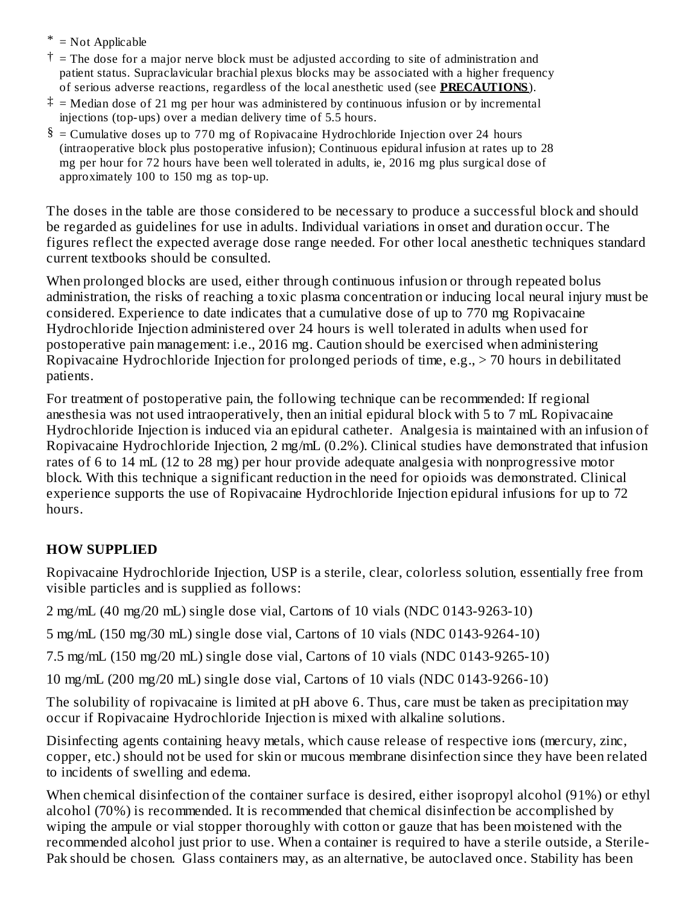* = Not Applicable

† = The dose for a major nerve block must be adjusted according to site of administration and patient status. Supraclavicular brachial plexus blocks may be associated with a higher frequency of serious adverse reactions, regardless of the local anesthetic used (see **PRECAUTIONS**).

‡ = Median dose of 21 mg per hour was administered by continuous infusion or by incremental injections (top-ups) over a median delivery time of 5.5 hours.

§ = Cumulative doses up to 770 mg of Ropivacaine Hydrochloride Injection over 24 hours (intraoperative block plus postoperative infusion); Continuous epidural infusion at rates up to 28 mg per hour for 72 hours have been well tolerated in adults, ie, 2016 mg plus surgical dose of approximately 100 to 150 mg as top-up.

The doses in the table are those considered to be necessary to produce a successful block and should be regarded as guidelines for use in adults. Individual variations in onset and duration occur. The figures reflect the expected average dose range needed. For other local anesthetic techniques standard current textbooks should be consulted.

When prolonged blocks are used, either through continuous infusion or through repeated bolus administration, the risks of reaching a toxic plasma concentration or inducing local neural injury must be considered. Experience to date indicates that a cumulative dose of up to 770 mg Ropivacaine Hydrochloride Injection administered over 24 hours is well tolerated in adults when used for postoperative pain management: i.e., 2016 mg. Caution should be exercised when administering Ropivacaine Hydrochloride Injection for prolonged periods of time, e.g., > 70 hours in debilitated patients.

For treatment of postoperative pain, the following technique can be recommended: If regional anesthesia was not used intraoperatively, then an initial epidural block with 5 to 7 mL Ropivacaine Hydrochloride Injection is induced via an epidural catheter. Analgesia is maintained with an infusion of Ropivacaine Hydrochloride Injection, 2 mg/mL (0.2%). Clinical studies have demonstrated that infusion rates of 6 to 14 mL (12 to 28 mg) per hour provide adequate analgesia with nonprogressive motor block. With this technique a significant reduction in the need for opioids was demonstrated. Clinical experience supports the use of Ropivacaine Hydrochloride Injection epidural infusions for up to 72 hours.

## HOW SUPPLIED

Ropivacaine Hydrochloride Injection, USP is a sterile, clear, colorless solution, essentially free from visible particles and is supplied as follows:

2 mg/mL (40 mg/20 mL) single dose vial, Cartons of 10 vials (NDC 0143-9263-10)

5 mg/mL (150 mg/30 mL) single dose vial, Cartons of 10 vials (NDC 0143-9264-10)

7.5 mg/mL (150 mg/20 mL) single dose vial, Cartons of 10 vials (NDC 0143-9265-10)

10 mg/mL (200 mg/20 mL) single dose vial, Cartons of 10 vials (NDC 0143-9266-10)

The solubility of ropivacaine is limited at pH above 6. Thus, care must be taken as precipitation may occur if Ropivacaine Hydrochloride Injection is mixed with alkaline solutions.

Disinfecting agents containing heavy metals, which cause release of respective ions (mercury, zinc, copper, etc.) should not be used for skin or mucous membrane disinfection since they have been related to incidents of swelling and edema.

When chemical disinfection of the container surface is desired, either isopropyl alcohol (91%) or ethyl alcohol (70%) is recommended. It is recommended that chemical disinfection be accomplished by wiping the ampule or vial stopper thoroughly with cotton or gauze that has been moistened with the recommended alcohol just prior to use. When a container is required to have a sterile outside, a Sterile-Pak should be chosen. Glass containers may, as an alternative, be autoclaved once. Stability has been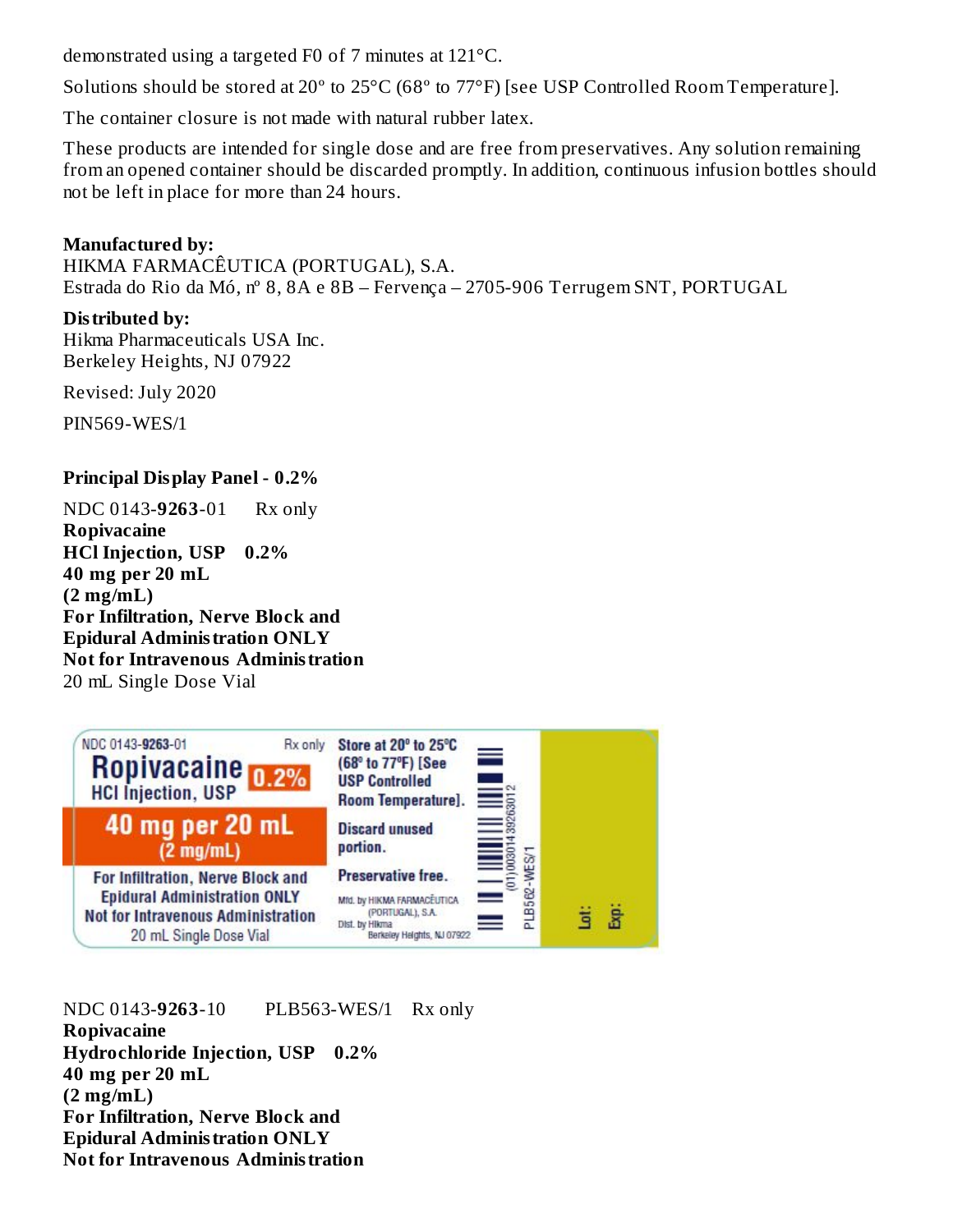demonstrated using a targeted F0 of 7 minutes at 121°C.

Solutions should be stored at 20° to 25°C (68° to 77°F) [see USP Controlled Room Temperature].

The container closure is not made with natural rubber latex.

These products are intended for single dose and are free from preservatives. Any solution remaining from an opened container should be discarded promptly. In addition, continuous infusion bottles should not be left in place for more than 24 hours.

**Manufactured by:**
HIKMA FARMACÊUTICA (PORTUGAL), S.A.
Estrada do Rio da Mó, nº 8, 8A e 8B – Fervença – 2705-906 Terrugem SNT, PORTUGAL

**Distributed by:**
Hikma Pharmaceuticals USA Inc.
Berkeley Heights, NJ 07922

Revised: July 2020

PIN569-WES/1

**Principal Display Panel - 0.2%**

NDC 0143-**9263**-01 Rx only
**Ropivacaine**
**HCl Injection, USP 0.2%**
**40 mg per 20 mL**
**(2 mg/mL)**
**For Infiltration, Nerve Block and**
**Epidural Administration ONLY**
**Not for Intravenous Administration**
20 mL Single Dose Vial

NDC 0143-9263-01 Rx only
Ropivacaine 0.2%
HCl Injection, USP
40 mg per 20 mL
(2 mg/mL)
For Infiltration, Nerve Block and
Epidural Administration ONLY
Not for Intravenous Administration
20 mL Single Dose Vial

Store at 20° to 25°C (68° to 77°F) [See USP Controlled Room Temperature].

Discard unused portion.

Preservative free.

Mfd. by HIKMA FARMACÊUTICA (PORTUGAL), S.A.
Dist. by Hikma
Berkeley Heights, NJ 07922

(01)00301439263012

PLB562-WES/1

Lot:

Exp:

NDC 0143-**9263**-10 PLB563-WES/1 Rx only
**Ropivacaine**
**Hydrochloride Injection, USP 0.2%**
**40 mg per 20 mL**
**(2 mg/mL)**
**For Infiltration, Nerve Block and**
**Epidural Administration ONLY**
**Not for Intravenous Administration**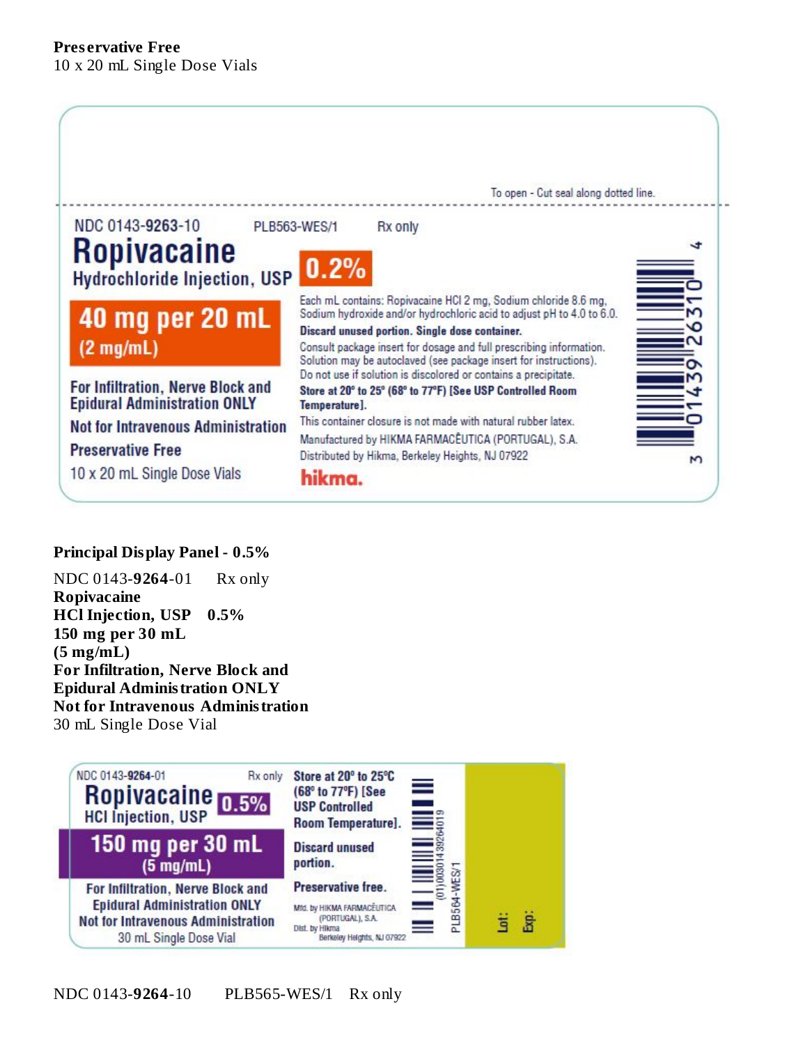**Preservative Free**
10 x 20 mL Single Dose Vials

To open - Cut seal along dotted line.

NDC 0143-**9263**-10 PLB563-WES/1 Rx only

**Ropivacaine**
**Hydrochloride Injection, USP** **0.2%**

**40 mg per 20 mL**
**(2 mg/mL)**

**For Infiltration, Nerve Block and Epidural Administration ONLY**
**Not for Intravenous Administration**
**Preservative Free**
10 x 20 mL Single Dose Vials

Each mL contains: Ropivacaine HCl 2 mg, Sodium chloride 8.6 mg, Sodium hydroxide and/or hydrochloric acid to adjust pH to 4.0 to 6.0.
**Discard unused portion. Single dose container.**
Consult package insert for dosage and full prescribing information.
Solution may be autoclaved (see package insert for instructions).
Do not use if solution is discolored or contains a precipitate.
**Store at 20° to 25° (68° to 77°F) [See USP Controlled Room Temperature].**
This container closure is not made with natural rubber latex.
Manufactured by HIKMA FARMACÊUTICA (PORTUGAL), S.A.
Distributed by Hikma, Berkeley Heights, NJ 07922
**hikma.**

3 01439 26310 4

**Principal Display Panel - 0.5%**

NDC 0143-**9264**-01 Rx only
**Ropivacaine**
**HCl Injection, USP 0.5%**
**150 mg per 30 mL**
**(5 mg/mL)**
**For Infiltration, Nerve Block and**
**Epidural Administration ONLY**
**Not for Intravenous Administration**
30 mL Single Dose Vial

NDC 0143-**9264**-01 Rx only
**Ropivacaine** **0.5%**
**HCl Injection, USP**
**150 mg per 30 mL**
**(5 mg/mL)**
**For Infiltration, Nerve Block and Epidural Administration ONLY**
**Not for Intravenous Administration**
30 mL Single Dose Vial

**Store at 20° to 25°C (68° to 77°F) [See USP Controlled Room Temperature].**
**Discard unused portion.**
**Preservative free.**
Mfd. by HIKMA FARMACÊUTICA (PORTUGAL), S.A.
Dist. by Hikma Berkeley Heights, NJ 07922

(01)00301439264019
PLB564-WES/1

Lot:
Exp:

NDC 0143-**9264**-10 PLB565-WES/1 Rx only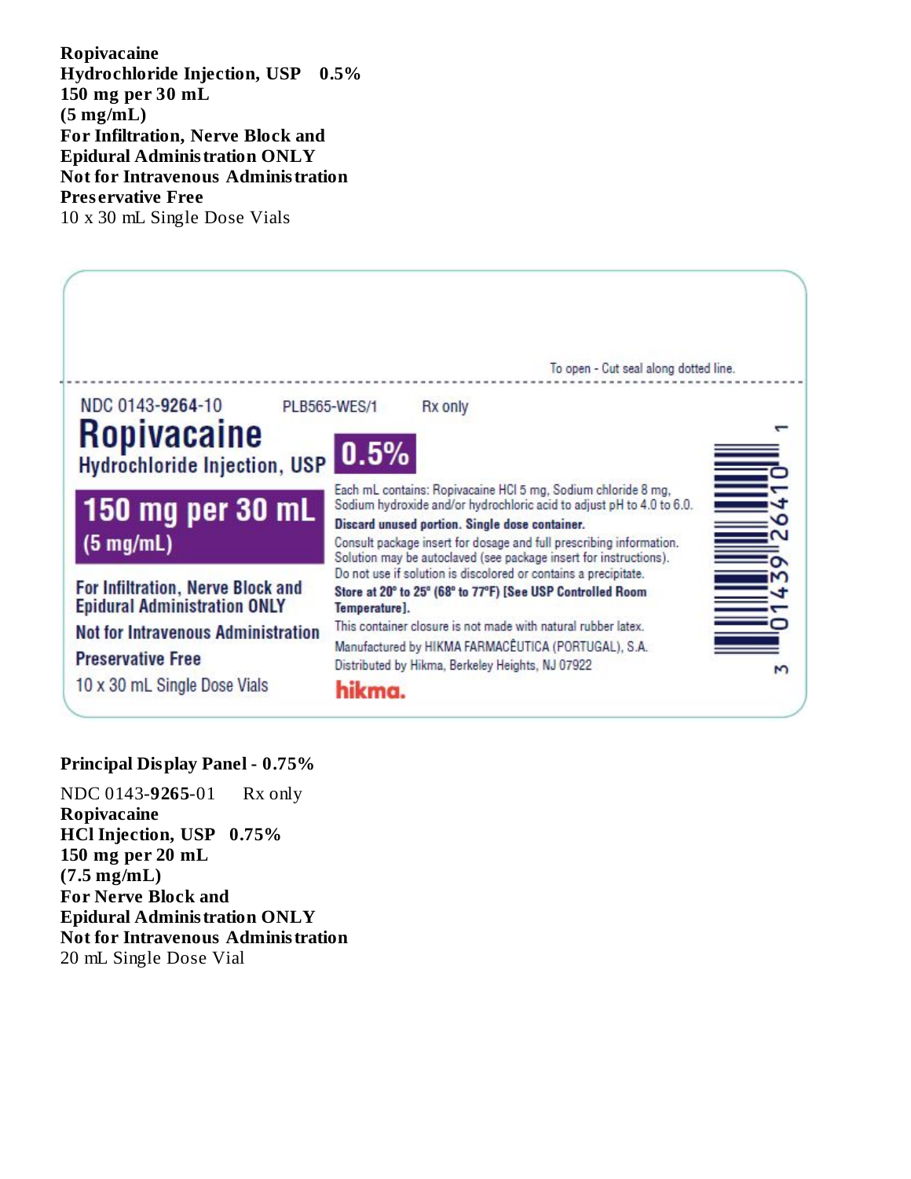**Ropivacaine**
**Hydrochloride Injection, USP 0.5%**
**150 mg per 30 mL**
**(5 mg/mL)**
**For Infiltration, Nerve Block and**
**Epidural Administration ONLY**
**Not for Intravenous Administration**
**Preservative Free**
10 x 30 mL Single Dose Vials

To open - Cut seal along dotted line.

NDC 0143-**9264**-10 PLB565-WES/1 Rx only

**Ropivacaine**
**Hydrochloride Injection, USP** **0.5%**

**150 mg per 30 mL**
**(5 mg/mL)**

**For Infiltration, Nerve Block and Epidural Administration ONLY**

**Not for Intravenous Administration**

**Preservative Free**

10 x 30 mL Single Dose Vials

Each mL contains: Ropivacaine HCl 5 mg, Sodium chloride 8 mg, Sodium hydroxide and/or hydrochloric acid to adjust pH to 4.0 to 6.0.

**Discard unused portion. Single dose container.**

Consult package insert for dosage and full prescribing information.
Solution may be autoclaved (see package insert for instructions).
Do not use if solution is discolored or contains a precipitate.

**Store at 20° to 25° (68° to 77°F) [See USP Controlled Room Temperature].**

This container closure is not made with natural rubber latex.

Manufactured by HIKMA FARMACÊUTICA (PORTUGAL), S.A.
Distributed by Hikma, Berkeley Heights, NJ 07922

hikma.

3 01439 26410 1

**Principal Display Panel - 0.75%**

NDC 0143-**9265**-01 Rx only
**Ropivacaine**
**HCl Injection, USP 0.75%**
**150 mg per 20 mL**
**(7.5 mg/mL)**
**For Nerve Block and**
**Epidural Administration ONLY**
**Not for Intravenous Administration**
20 mL Single Dose Vial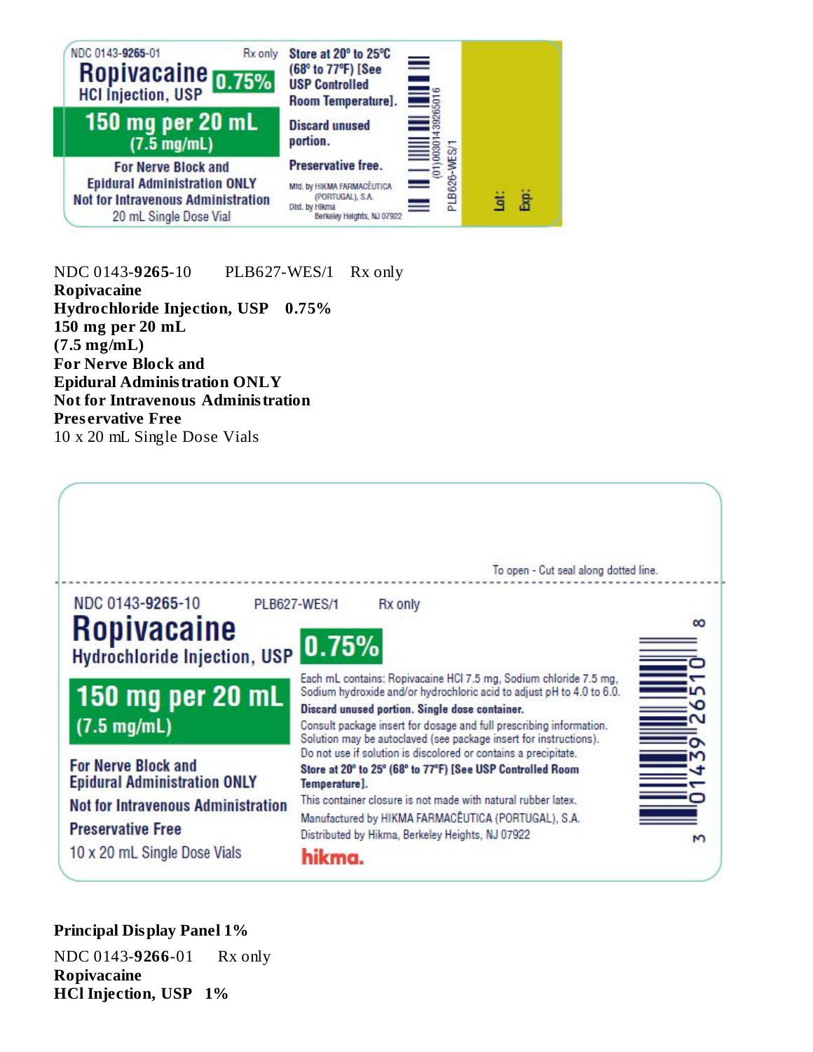NDC 0143-**9265**-01 Rx only

**Ropivacaine**
**HCl Injection, USP 0.75%**

**150 mg per 20 mL**
**(7.5 mg/mL)**

**For Nerve Block and Epidural Administration ONLY**
**Not for Intravenous Administration**

20 mL Single Dose Vial

**Store at 20° to 25°C (68° to 77°F) [See USP Controlled Room Temperature].**

**Discard unused portion.**

**Preservative free.**

Mfd. by HIKMA FARMACÊUTICA (PORTUGAL), S.A.
Dist. by Hikma Berkeley Heights, NJ 07922

(01)00301439265016

PLB626-WES/1

Lot:
Exp:

NDC 0143-**9265**-10 PLB627-WES/1 Rx only
**Ropivacaine**
**Hydrochloride Injection, USP 0.75%**
**150 mg per 20 mL**
**(7.5 mg/mL)**
**For Nerve Block and**
**Epidural Administration ONLY**
**Not for Intravenous Administration**
**Preservative Free**
10 x 20 mL Single Dose Vials

To open - Cut seal along dotted line.

NDC 0143-**9265**-10 PLB627-WES/1 Rx only

**Ropivacaine**
**Hydrochloride Injection, USP 0.75%**

**150 mg per 20 mL**
**(7.5 mg/mL)**

**For Nerve Block and Epidural Administration ONLY**

**Not for Intravenous Administration**

**Preservative Free**

10 x 20 mL Single Dose Vials

Each mL contains: Ropivacaine HCl 7.5 mg, Sodium chloride 7.5 mg, Sodium hydroxide and/or hydrochloric acid to adjust pH to 4.0 to 6.0.

**Discard unused portion. Single dose container.**

Consult package insert for dosage and full prescribing information.
Solution may be autoclaved (see package insert for instructions).
Do not use if solution is discolored or contains a precipitate.

**Store at 20° to 25° (68° to 77°F) [See USP Controlled Room Temperature].**

This container closure is not made with natural rubber latex.

Manufactured by HIKMA FARMACÊUTICA (PORTUGAL), S.A.
Distributed by Hikma, Berkeley Heights, NJ 07922

hikma.

3 01439 26510 8

**Principal Display Panel 1%**

NDC 0143-**9266**-01 Rx only
**Ropivacaine**
**HCl Injection, USP 1%**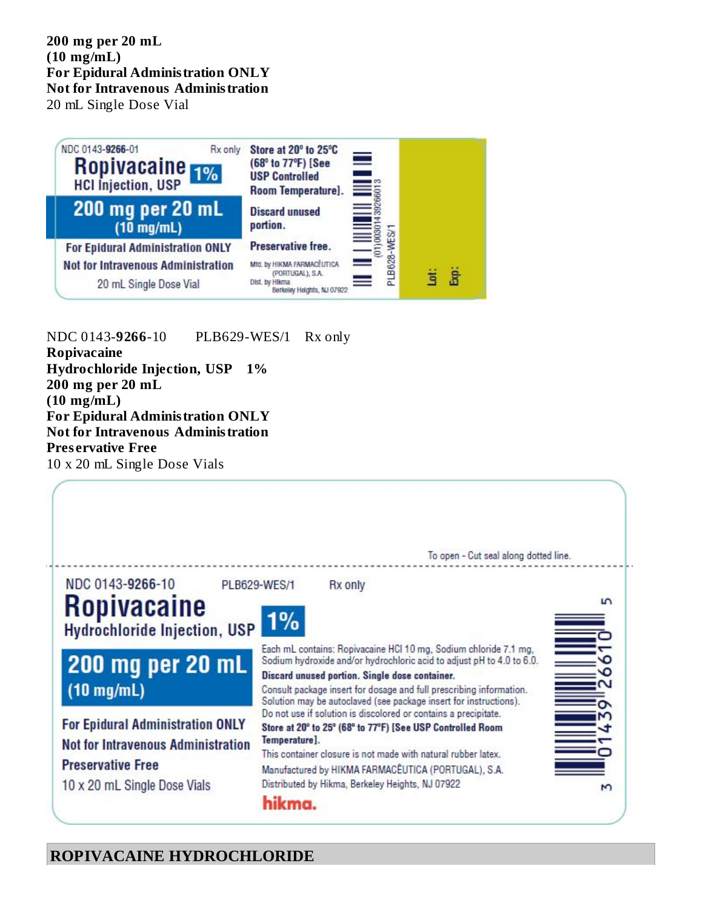**200 mg per 20 mL**
**(10 mg/mL)**
**For Epidural Administration ONLY**
**Not for Intravenous Administration**
20 mL Single Dose Vial

NDC 0143-**9266**-01 Rx only

**Ropivacaine 1%**
**HCl Injection, USP**

**200 mg per 20 mL**
**(10 mg/mL)**

**For Epidural Administration ONLY**
**Not for Intravenous Administration**
20 mL Single Dose Vial

**Store at 20° to 25°C (68° to 77°F) [See USP Controlled Room Temperature].**

**Discard unused portion.**

**Preservative free.**

Mfd. by HIKMA FARMACÊUTICA (PORTUGAL), S.A.
Dist. by Hikma Berkeley Heights, NJ 07922

(01)00301439266013

PLB628-WES/1

Lot:
Exp:

NDC 0143-**9266**-10 PLB629-WES/1 Rx only
**Ropivacaine**
**Hydrochloride Injection, USP 1%**
**200 mg per 20 mL**
**(10 mg/mL)**
**For Epidural Administration ONLY**
**Not for Intravenous Administration**
**Preservative Free**
10 x 20 mL Single Dose Vials

To open - Cut seal along dotted line.

NDC 0143-9266-10 PLB629-WES/1 Rx only

**Ropivacaine**
**Hydrochloride Injection, USP 1%**

**200 mg per 20 mL**
**(10 mg/mL)**

**For Epidural Administration ONLY**
**Not for Intravenous Administration**
**Preservative Free**
10 x 20 mL Single Dose Vials

Each mL contains: Ropivacaine HCl 10 mg, Sodium chloride 7.1 mg, Sodium hydroxide and/or hydrochloric acid to adjust pH to 4.0 to 6.0.
**Discard unused portion. Single dose container.**
Consult package insert for dosage and full prescribing information.
Solution may be autoclaved (see package insert for instructions).
Do not use if solution is discolored or contains a precipitate.
**Store at 20° to 25° (68° to 77°F) [See USP Controlled Room Temperature].**
This container closure is not made with natural rubber latex.
Manufactured by HIKMA FARMACÊUTICA (PORTUGAL), S.A.
Distributed by Hikma, Berkeley Heights, NJ 07922

hikma.

3 01439 26610 5

## ROPIVACAINE HYDROCHLORIDE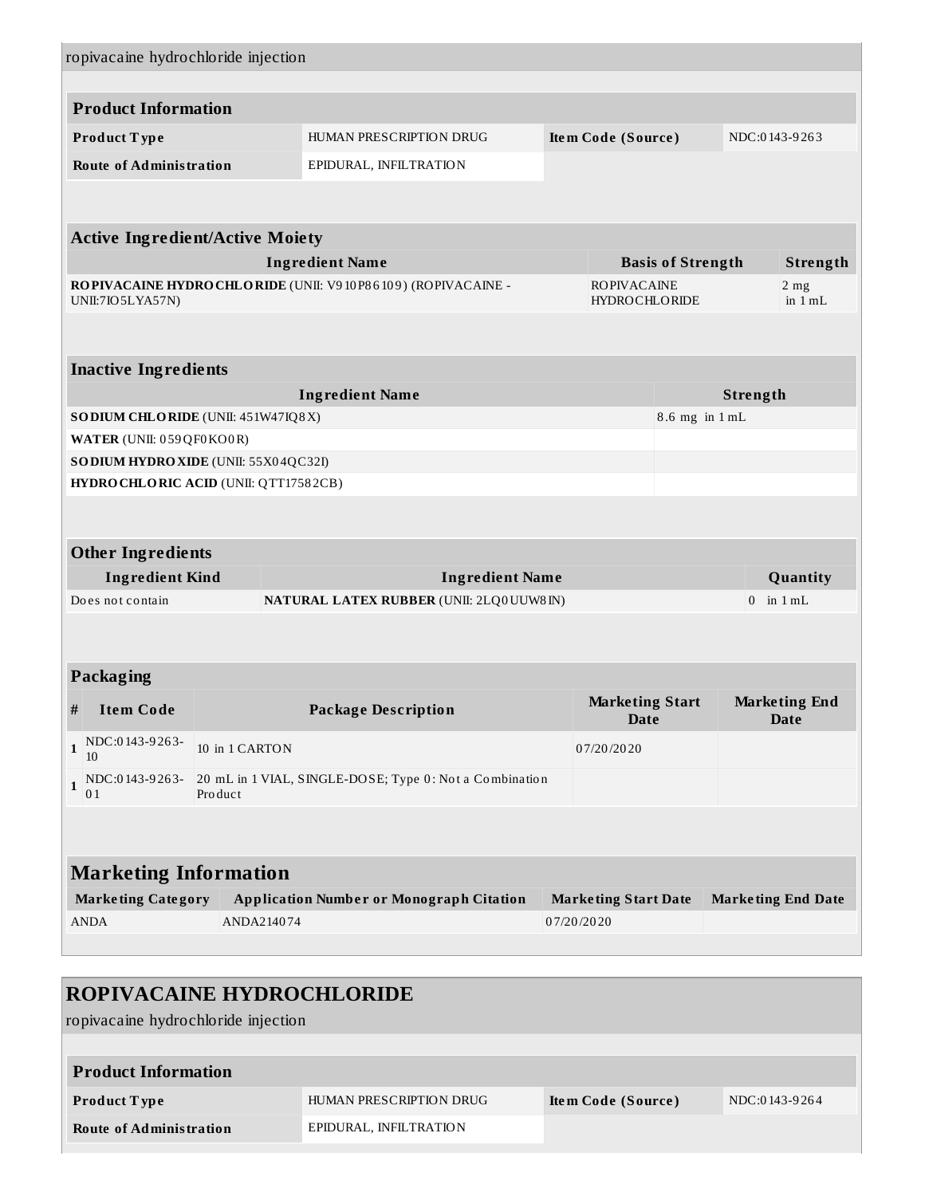ropivacaine hydrochloride injection

| **Product Information** | | | |
|---|---|---|---|
| **Product Type** | HUMAN PRESCRIPTION DRUG | **Item Code (Source)** | NDC:0143-9263 |
| **Route of Administration** | EPIDURAL, INFILTRATION | | |

| **Active Ingredient/Active Moiety** | | |
|---|---|---|
| **Ingredient Name** | **Basis of Strength** | **Strength** |
| **ROPIVACAINE HYDROCHLORIDE** (UNII: V910P86109) (ROPIVACAINE - UNII:7IO5LYA57N) | ROPIVACAINE HYDROCHLORIDE | 2 mg in 1 mL |

| **Inactive Ingredients** | |
|---|---|
| **Ingredient Name** | **Strength** |
| **SODIUM CHLORIDE** (UNII: 451W47IQ8X) | 8.6 mg in 1 mL |
| **WATER** (UNII: 059QF0KO0R) | |
| **SODIUM HYDROXIDE** (UNII: 55X04QC32I) | |
| **HYDROCHLORIC ACID** (UNII: QTT17582CB) | |

| **Other Ingredients** | | |
|---|---|---|
| **Ingredient Kind** | **Ingredient Name** | **Quantity** |
| Does not contain | **NATURAL LATEX RUBBER** (UNII: 2LQ0UUW8IN) | 0 in 1 mL |

| **Packaging** | | | | |
|---|---|---|---|---|
| **#** | **Item Code** | **Package Description** | **Marketing Start Date** | **Marketing End Date** |
| 1 | NDC:0143-9263-10 | 10 in 1 CARTON | 07/20/2020 | |
| 1 | NDC:0143-9263-01 | 20 mL in 1 VIAL, SINGLE-DOSE; Type 0: Not a Combination Product | | |

| **Marketing Information** | | | |
|---|---|---|---|
| **Marketing Category** | **Application Number or Monograph Citation** | **Marketing Start Date** | **Marketing End Date** |
| ANDA | ANDA214074 | 07/20/2020 | |

## ROPIVACAINE HYDROCHLORIDE

ropivacaine hydrochloride injection

| **Product Information** | | | |
|---|---|---|---|
| **Product Type** | HUMAN PRESCRIPTION DRUG | **Item Code (Source)** | NDC:0143-9264 |
| **Route of Administration** | EPIDURAL, INFILTRATION | | |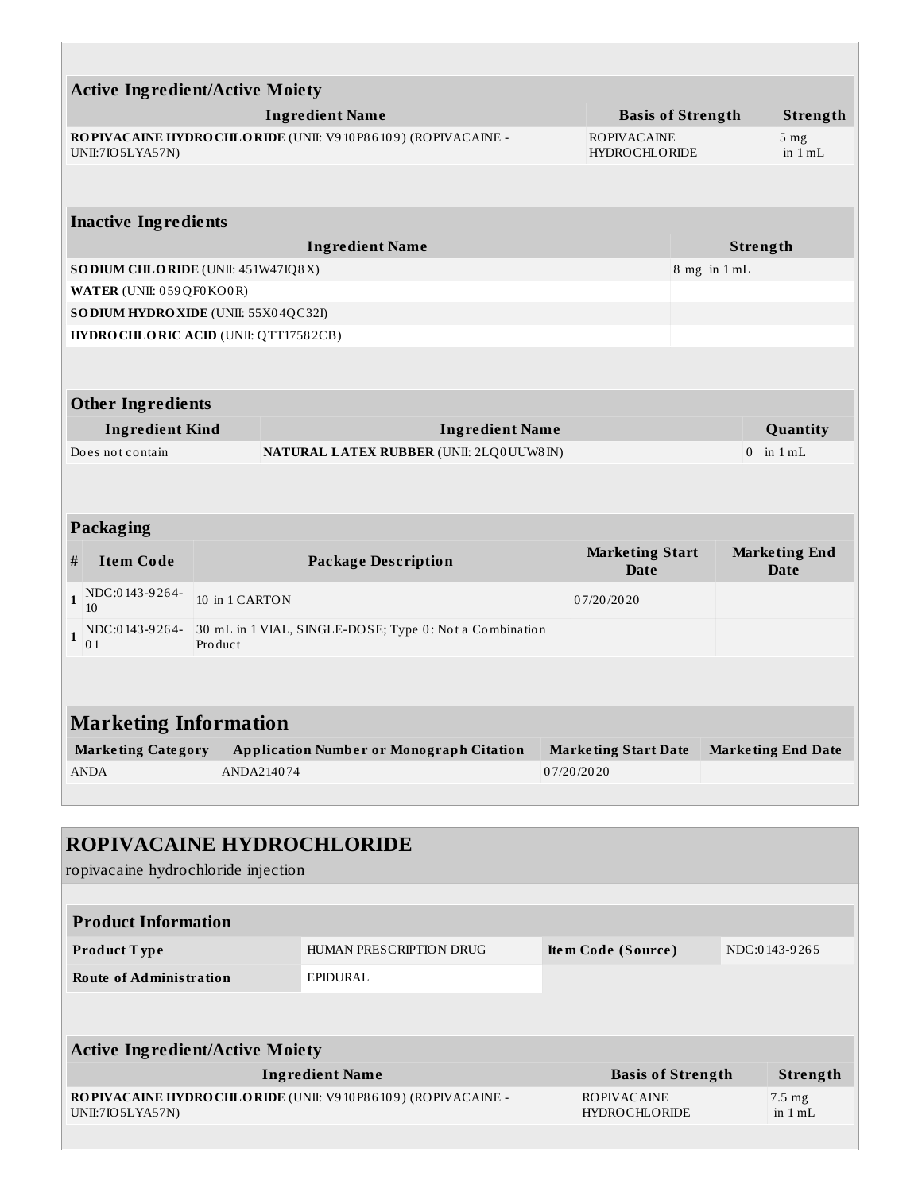### Active Ingredient/Active Moiety

| Ingredient Name | Basis of Strength | Strength |
|---|---|---|
| **ROPIVACAINE HYDROCHLORIDE** (UNII: V910P86109) (ROPIVACAINE - UNII:7IO5LYA57N) | ROPIVACAINE HYDROCHLORIDE | 5 mg in 1 mL |

### Inactive Ingredients

| Ingredient Name | Strength |
|---|---|
| **SODIUM CHLORIDE** (UNII: 451W47IQ8X) | 8 mg in 1 mL |
| **WATER** (UNII: 059QF0KO0R) | |
| **SODIUM HYDROXIDE** (UNII: 55X04QC32I) | |
| **HYDROCHLORIC ACID** (UNII: QTT17582CB) | |

### Other Ingredients

| Ingredient Kind | Ingredient Name | Quantity |
|---|---|---|
| Does not contain | **NATURAL LATEX RUBBER** (UNII: 2LQ0UUW8IN) | 0 in 1 mL |

### Packaging

| # | Item Code | Package Description | Marketing Start Date | Marketing End Date |
|---|---|---|---|---|
| 1 | NDC:0143-9264-10 | 10 in 1 CARTON | 07/20/2020 | |
| 1 | NDC:0143-9264-01 | 30 mL in 1 VIAL, SINGLE-DOSE; Type 0: Not a Combination Product | | |

## Marketing Information

| Marketing Category | Application Number or Monograph Citation | Marketing Start Date | Marketing End Date |
|---|---|---|---|
| ANDA | ANDA214074 | 07/20/2020 | |

## ROPIVACAINE HYDROCHLORIDE

ropivacaine hydrochloride injection

### Product Information

| | | | |
|---|---|---|---|
| **Product Type** | HUMAN PRESCRIPTION DRUG | **Item Code (Source)** | NDC:0143-9265 |
| **Route of Administration** | EPIDURAL | | |

### Active Ingredient/Active Moiety

| Ingredient Name | Basis of Strength | Strength |
|---|---|---|
| **ROPIVACAINE HYDROCHLORIDE** (UNII: V910P86109) (ROPIVACAINE - UNII:7IO5LYA57N) | ROPIVACAINE HYDROCHLORIDE | 7.5 mg in 1 mL |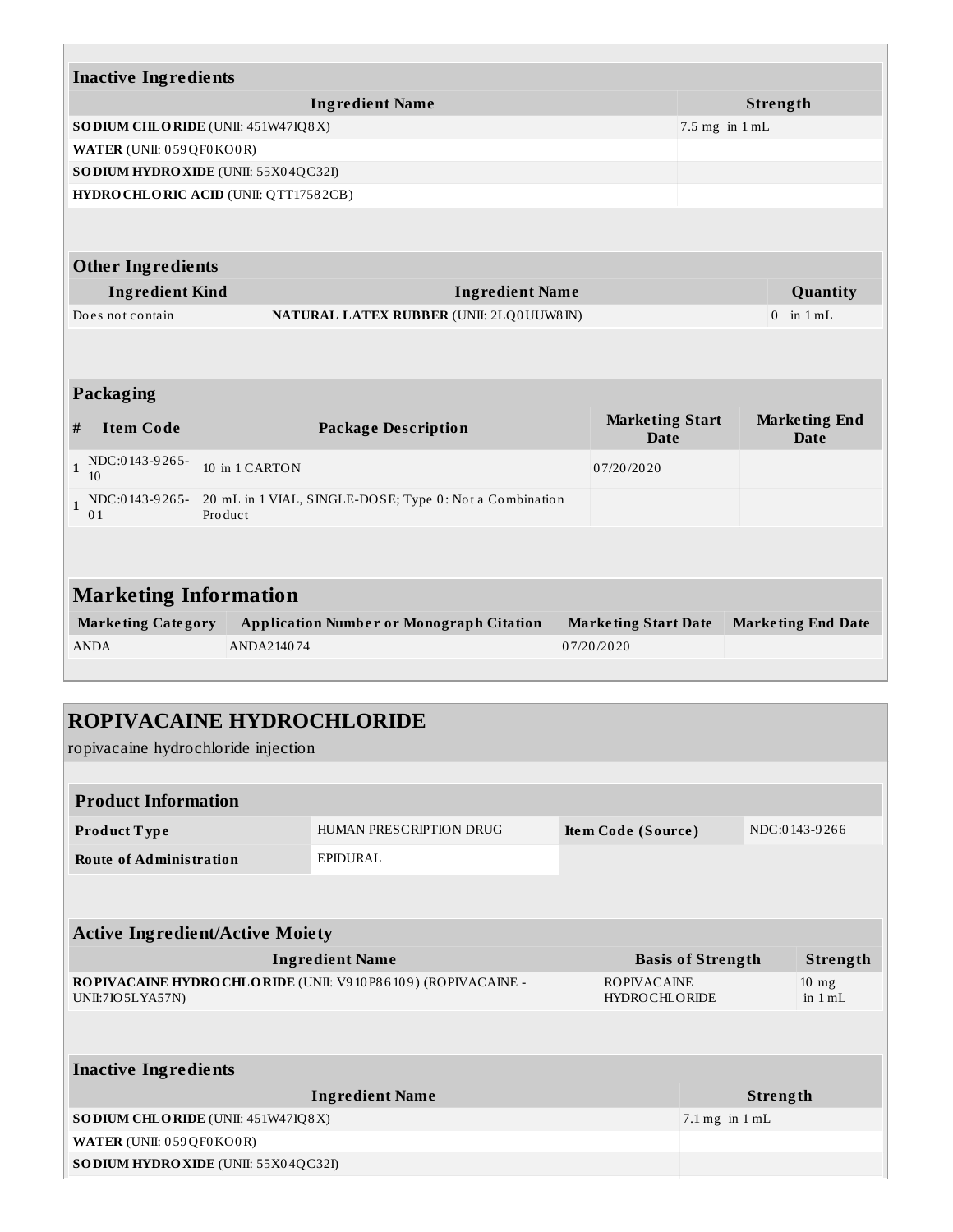| Inactive Ingredients | |
|---|---|
| **Ingredient Name** | **Strength** |
| **SODIUM CHLORIDE** (UNII: 451W47IQ8X) | 7.5 mg in 1 mL |
| **WATER** (UNII: 059QF0KO0R) | |
| **SODIUM HYDROXIDE** (UNII: 55X04QC32I) | |
| **HYDROCHLORIC ACID** (UNII: QTT17582CB) | |

| Other Ingredients | | |
|---|---|---|
| **Ingredient Kind** | **Ingredient Name** | **Quantity** |
| Does not contain | **NATURAL LATEX RUBBER** (UNII: 2LQ0UUW8IN) | 0 in 1 mL |

| Packaging | | | | |
|---|---|---|---|---|
| **#** | **Item Code** | **Package Description** | **Marketing Start Date** | **Marketing End Date** |
| 1 | NDC:0143-9265-10 | 10 in 1 CARTON | 07/20/2020 | |
| 1 | NDC:0143-9265-01 | 20 mL in 1 VIAL, SINGLE-DOSE; Type 0: Not a Combination Product | | |

| Marketing Information | | | |
|---|---|---|---|
| **Marketing Category** | **Application Number or Monograph Citation** | **Marketing Start Date** | **Marketing End Date** |
| ANDA | ANDA214074 | 07/20/2020 | |

## ROPIVACAINE HYDROCHLORIDE

ropivacaine hydrochloride injection

| Product Information | | | |
|---|---|---|---|
| **Product Type** | HUMAN PRESCRIPTION DRUG | **Item Code (Source)** | NDC:0143-9266 |
| **Route of Administration** | EPIDURAL | | |

| Active Ingredient/Active Moiety | | |
|---|---|---|
| **Ingredient Name** | **Basis of Strength** | **Strength** |
| **ROPIVACAINE HYDROCHLORIDE** (UNII: V910P86109) (ROPIVACAINE - UNII:7IO5LYA57N) | ROPIVACAINE HYDROCHLORIDE | 10 mg in 1 mL |

| Inactive Ingredients | |
|---|---|
| **Ingredient Name** | **Strength** |
| **SODIUM CHLORIDE** (UNII: 451W47IQ8X) | 7.1 mg in 1 mL |
| **WATER** (UNII: 059QF0KO0R) | |
| **SODIUM HYDROXIDE** (UNII: 55X04QC32I) | |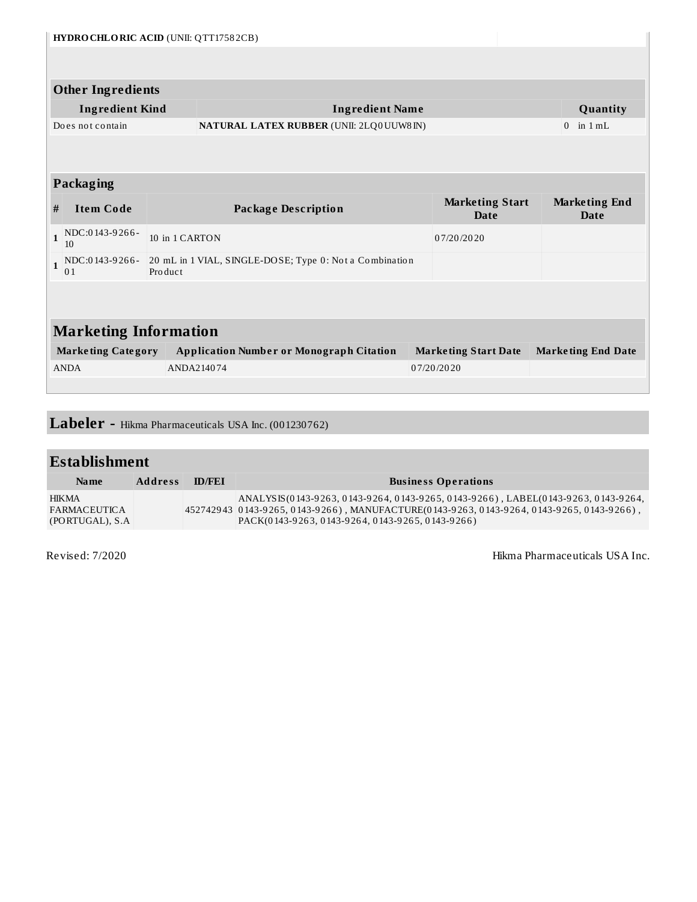| | |
|---|---|
| **HYDROCHLORIC ACID** (UNII: QTT17582CB) | |

## Other Ingredients

| Ingredient Kind | Ingredient Name | Quantity |
|---|---|---|
| Does not contain | **NATURAL LATEX RUBBER** (UNII: 2LQ0UUW8IN) | 0 in 1 mL |

## Packaging

| # | Item Code | Package Description | Marketing Start Date | Marketing End Date |
|---|---|---|---|---|
| 1 | NDC:0143-9266-10 | 10 in 1 CARTON | 07/20/2020 | |
| 1 | NDC:0143-9266-01 | 20 mL in 1 VIAL, SINGLE-DOSE; Type 0: Not a Combination Product | | |

## Marketing Information

| Marketing Category | Application Number or Monograph Citation | Marketing Start Date | Marketing End Date |
|---|---|---|---|
| ANDA | ANDA214074 | 07/20/2020 | |

## Labeler - Hikma Pharmaceuticals USA Inc. (001230762)

## Establishment

| Name | Address | ID/FEI | Business Operations |
|---|---|---|---|
| HIKMA FARMACEUTICA (PORTUGAL), S.A | | 452742943 | ANALYSIS(0143-9263, 0143-9264, 0143-9265, 0143-9266) , LABEL(0143-9263, 0143-9264, 0143-9265, 0143-9266) , MANUFACTURE(0143-9263, 0143-9264, 0143-9265, 0143-9266) , PACK(0143-9263, 0143-9264, 0143-9265, 0143-9266) |

Revised: 7/2020

Hikma Pharmaceuticals USA Inc.